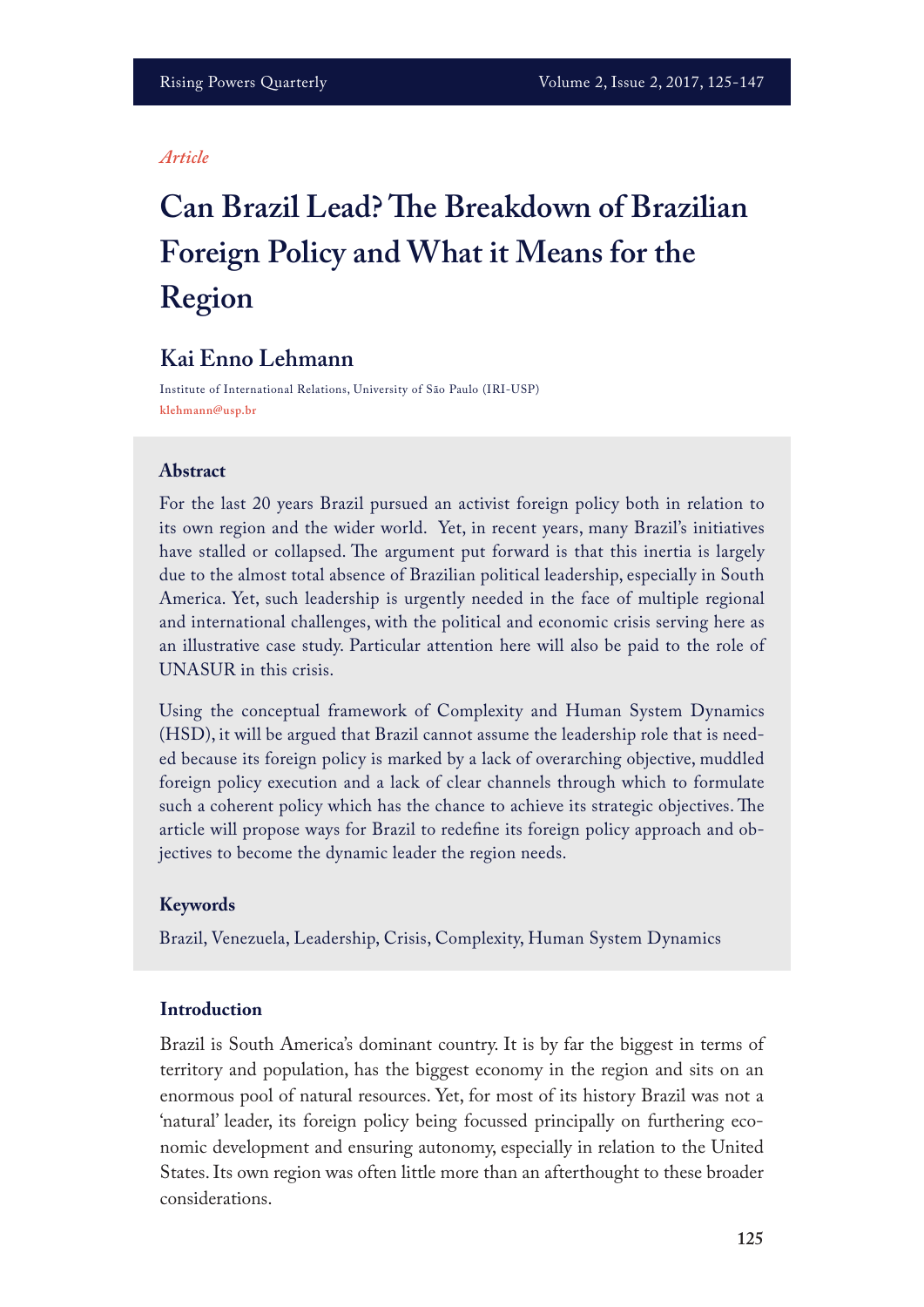*Article*

# Can Brazil Lead? The Breakdown of Brazilian Foreign Policy and What it Means for the Region

## Kai Enno Lehmann

Institute of International Relations, University of São Paulo (IRI-USP)
klehmann@usp.br

### Abstract

For the last 20 years Brazil pursued an activist foreign policy both in relation to its own region and the wider world. Yet, in recent years, many Brazil's initiatives have stalled or collapsed. The argument put forward is that this inertia is largely due to the almost total absence of Brazilian political leadership, especially in South America. Yet, such leadership is urgently needed in the face of multiple regional and international challenges, with the political and economic crisis serving here as an illustrative case study. Particular attention here will also be paid to the role of UNASUR in this crisis.

Using the conceptual framework of Complexity and Human System Dynamics (HSD), it will be argued that Brazil cannot assume the leadership role that is needed because its foreign policy is marked by a lack of overarching objective, muddled foreign policy execution and a lack of clear channels through which to formulate such a coherent policy which has the chance to achieve its strategic objectives. The article will propose ways for Brazil to redefine its foreign policy approach and objectives to become the dynamic leader the region needs.

### Keywords

Brazil, Venezuela, Leadership, Crisis, Complexity, Human System Dynamics

### Introduction

Brazil is South America's dominant country. It is by far the biggest in terms of territory and population, has the biggest economy in the region and sits on an enormous pool of natural resources. Yet, for most of its history Brazil was not a 'natural' leader, its foreign policy being focussed principally on furthering economic development and ensuring autonomy, especially in relation to the United States. Its own region was often little more than an afterthought to these broader considerations.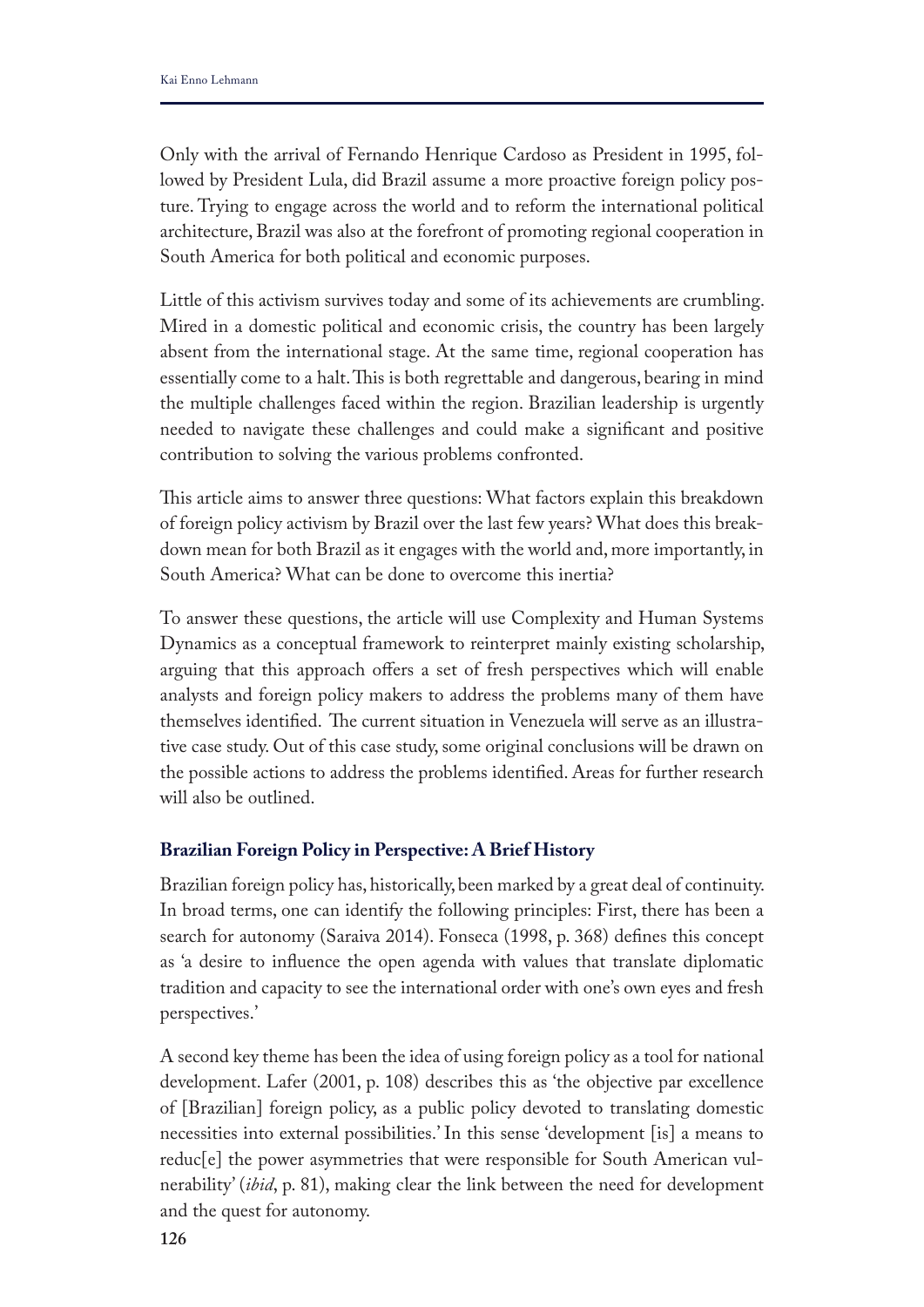Only with the arrival of Fernando Henrique Cardoso as President in 1995, followed by President Lula, did Brazil assume a more proactive foreign policy posture. Trying to engage across the world and to reform the international political architecture, Brazil was also at the forefront of promoting regional cooperation in South America for both political and economic purposes.

Little of this activism survives today and some of its achievements are crumbling. Mired in a domestic political and economic crisis, the country has been largely absent from the international stage. At the same time, regional cooperation has essentially come to a halt. This is both regrettable and dangerous, bearing in mind the multiple challenges faced within the region. Brazilian leadership is urgently needed to navigate these challenges and could make a significant and positive contribution to solving the various problems confronted.

This article aims to answer three questions: What factors explain this breakdown of foreign policy activism by Brazil over the last few years? What does this breakdown mean for both Brazil as it engages with the world and, more importantly, in South America? What can be done to overcome this inertia?

To answer these questions, the article will use Complexity and Human Systems Dynamics as a conceptual framework to reinterpret mainly existing scholarship, arguing that this approach offers a set of fresh perspectives which will enable analysts and foreign policy makers to address the problems many of them have themselves identified. The current situation in Venezuela will serve as an illustrative case study. Out of this case study, some original conclusions will be drawn on the possible actions to address the problems identified. Areas for further research will also be outlined.

### Brazilian Foreign Policy in Perspective: A Brief History

Brazilian foreign policy has, historically, been marked by a great deal of continuity. In broad terms, one can identify the following principles: First, there has been a search for autonomy (Saraiva 2014). Fonseca (1998, p. 368) defines this concept as 'a desire to influence the open agenda with values that translate diplomatic tradition and capacity to see the international order with one's own eyes and fresh perspectives.'

A second key theme has been the idea of using foreign policy as a tool for national development. Lafer (2001, p. 108) describes this as 'the objective par excellence of [Brazilian] foreign policy, as a public policy devoted to translating domestic necessities into external possibilities.' In this sense 'development [is] a means to reduc[e] the power asymmetries that were responsible for South American vulnerability' (*ibid*, p. 81), making clear the link between the need for development and the quest for autonomy.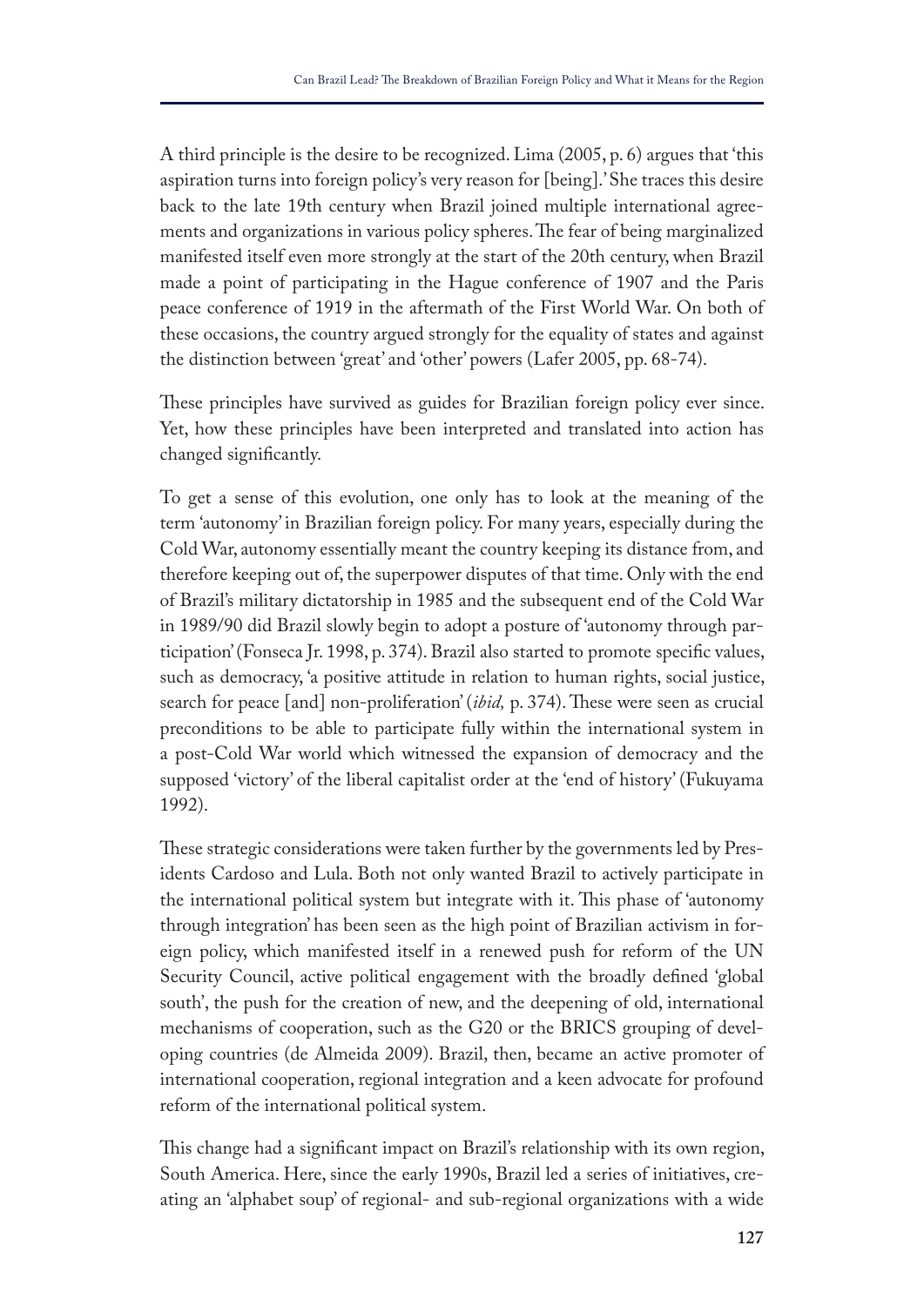A third principle is the desire to be recognized. Lima (2005, p. 6) argues that 'this aspiration turns into foreign policy's very reason for [being].' She traces this desire back to the late 19th century when Brazil joined multiple international agreements and organizations in various policy spheres. The fear of being marginalized manifested itself even more strongly at the start of the 20th century, when Brazil made a point of participating in the Hague conference of 1907 and the Paris peace conference of 1919 in the aftermath of the First World War. On both of these occasions, the country argued strongly for the equality of states and against the distinction between 'great' and 'other' powers (Lafer 2005, pp. 68-74).

These principles have survived as guides for Brazilian foreign policy ever since. Yet, how these principles have been interpreted and translated into action has changed significantly.

To get a sense of this evolution, one only has to look at the meaning of the term 'autonomy' in Brazilian foreign policy. For many years, especially during the Cold War, autonomy essentially meant the country keeping its distance from, and therefore keeping out of, the superpower disputes of that time. Only with the end of Brazil's military dictatorship in 1985 and the subsequent end of the Cold War in 1989/90 did Brazil slowly begin to adopt a posture of 'autonomy through participation' (Fonseca Jr. 1998, p. 374). Brazil also started to promote specific values, such as democracy, 'a positive attitude in relation to human rights, social justice, search for peace [and] non-proliferation' (*ibid,* p. 374). These were seen as crucial preconditions to be able to participate fully within the international system in a post-Cold War world which witnessed the expansion of democracy and the supposed 'victory' of the liberal capitalist order at the 'end of history' (Fukuyama 1992).

These strategic considerations were taken further by the governments led by Presidents Cardoso and Lula. Both not only wanted Brazil to actively participate in the international political system but integrate with it. This phase of 'autonomy through integration' has been seen as the high point of Brazilian activism in foreign policy, which manifested itself in a renewed push for reform of the UN Security Council, active political engagement with the broadly defined 'global south', the push for the creation of new, and the deepening of old, international mechanisms of cooperation, such as the G20 or the BRICS grouping of developing countries (de Almeida 2009). Brazil, then, became an active promoter of international cooperation, regional integration and a keen advocate for profound reform of the international political system.

This change had a significant impact on Brazil's relationship with its own region, South America. Here, since the early 1990s, Brazil led a series of initiatives, creating an 'alphabet soup' of regional- and sub-regional organizations with a wide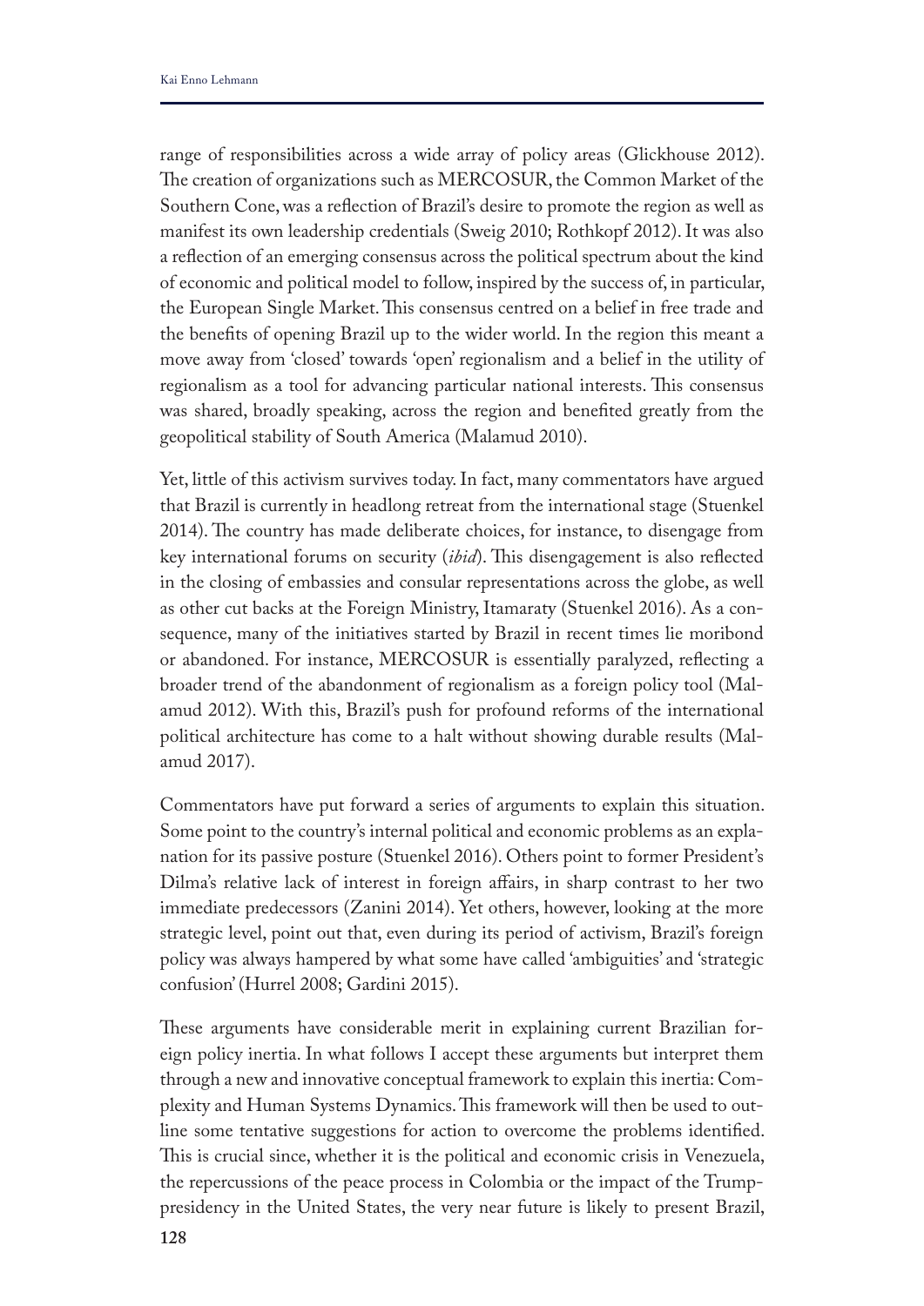range of responsibilities across a wide array of policy areas (Glickhouse 2012). The creation of organizations such as MERCOSUR, the Common Market of the Southern Cone, was a reflection of Brazil's desire to promote the region as well as manifest its own leadership credentials (Sweig 2010; Rothkopf 2012). It was also a reflection of an emerging consensus across the political spectrum about the kind of economic and political model to follow, inspired by the success of, in particular, the European Single Market. This consensus centred on a belief in free trade and the benefits of opening Brazil up to the wider world. In the region this meant a move away from 'closed' towards 'open' regionalism and a belief in the utility of regionalism as a tool for advancing particular national interests. This consensus was shared, broadly speaking, across the region and benefited greatly from the geopolitical stability of South America (Malamud 2010).

Yet, little of this activism survives today. In fact, many commentators have argued that Brazil is currently in headlong retreat from the international stage (Stuenkel 2014). The country has made deliberate choices, for instance, to disengage from key international forums on security (*ibid*). This disengagement is also reflected in the closing of embassies and consular representations across the globe, as well as other cut backs at the Foreign Ministry, Itamaraty (Stuenkel 2016). As a consequence, many of the initiatives started by Brazil in recent times lie moribond or abandoned. For instance, MERCOSUR is essentially paralyzed, reflecting a broader trend of the abandonment of regionalism as a foreign policy tool (Malamud 2012). With this, Brazil's push for profound reforms of the international political architecture has come to a halt without showing durable results (Malamud 2017).

Commentators have put forward a series of arguments to explain this situation. Some point to the country's internal political and economic problems as an explanation for its passive posture (Stuenkel 2016). Others point to former President's Dilma's relative lack of interest in foreign affairs, in sharp contrast to her two immediate predecessors (Zanini 2014). Yet others, however, looking at the more strategic level, point out that, even during its period of activism, Brazil's foreign policy was always hampered by what some have called 'ambiguities' and 'strategic confusion' (Hurrel 2008; Gardini 2015).

These arguments have considerable merit in explaining current Brazilian foreign policy inertia. In what follows I accept these arguments but interpret them through a new and innovative conceptual framework to explain this inertia: Complexity and Human Systems Dynamics. This framework will then be used to outline some tentative suggestions for action to overcome the problems identified. This is crucial since, whether it is the political and economic crisis in Venezuela, the repercussions of the peace process in Colombia or the impact of the Trump-presidency in the United States, the very near future is likely to present Brazil,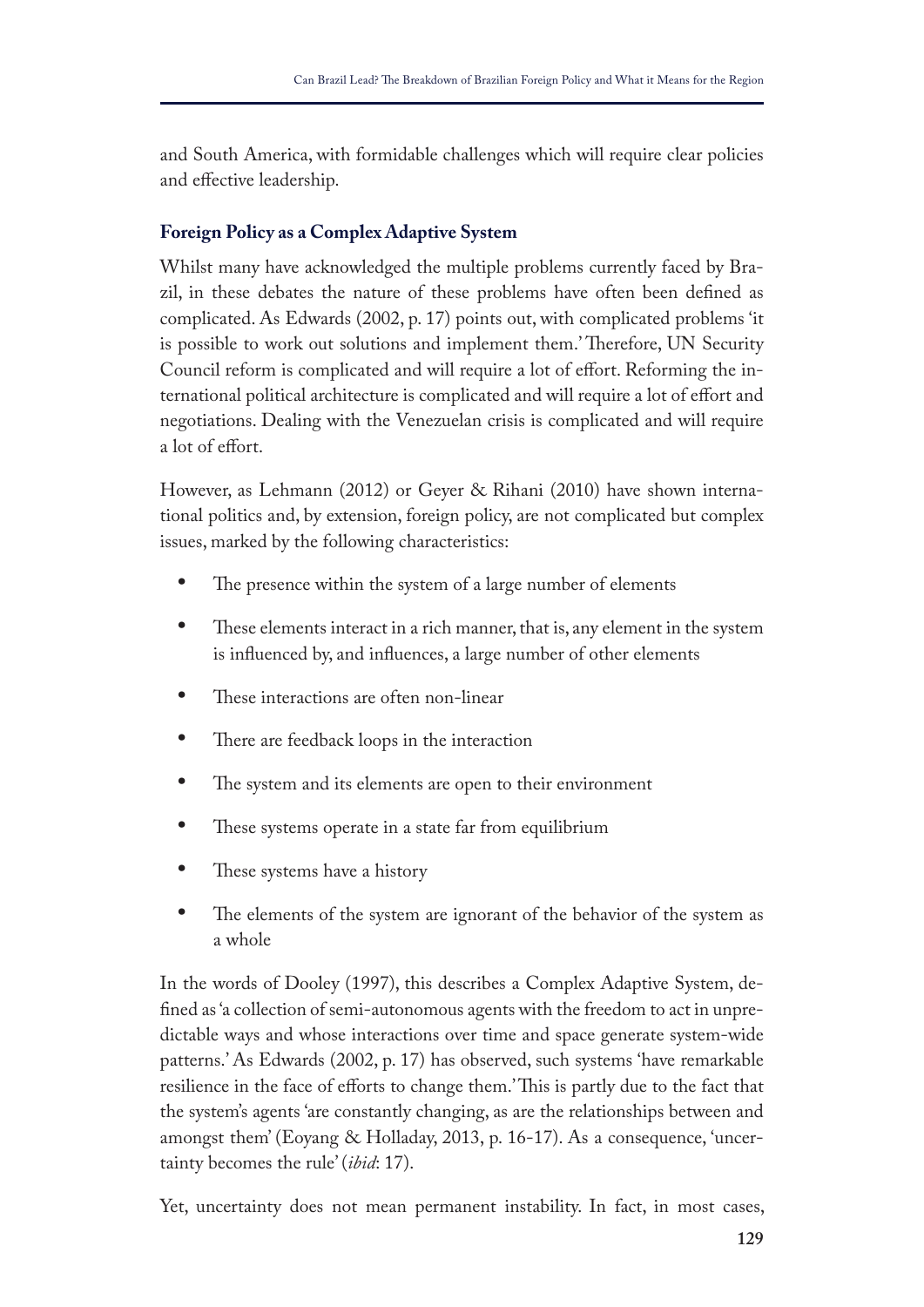and South America, with formidable challenges which will require clear policies and effective leadership.

## Foreign Policy as a Complex Adaptive System

Whilst many have acknowledged the multiple problems currently faced by Brazil, in these debates the nature of these problems have often been defined as complicated. As Edwards (2002, p. 17) points out, with complicated problems 'it is possible to work out solutions and implement them.' Therefore, UN Security Council reform is complicated and will require a lot of effort. Reforming the international political architecture is complicated and will require a lot of effort and negotiations. Dealing with the Venezuelan crisis is complicated and will require a lot of effort.

However, as Lehmann (2012) or Geyer & Rihani (2010) have shown international politics and, by extension, foreign policy, are not complicated but complex issues, marked by the following characteristics:

- The presence within the system of a large number of elements
- These elements interact in a rich manner, that is, any element in the system is influenced by, and influences, a large number of other elements
- These interactions are often non-linear
- There are feedback loops in the interaction
- The system and its elements are open to their environment
- These systems operate in a state far from equilibrium
- These systems have a history
- The elements of the system are ignorant of the behavior of the system as a whole

In the words of Dooley (1997), this describes a Complex Adaptive System, defined as 'a collection of semi-autonomous agents with the freedom to act in unpredictable ways and whose interactions over time and space generate system-wide patterns.' As Edwards (2002, p. 17) has observed, such systems 'have remarkable resilience in the face of efforts to change them.' This is partly due to the fact that the system's agents 'are constantly changing, as are the relationships between and amongst them' (Eoyang & Holladay, 2013, p. 16-17). As a consequence, 'uncertainty becomes the rule' (*ibid*: 17).

Yet, uncertainty does not mean permanent instability. In fact, in most cases,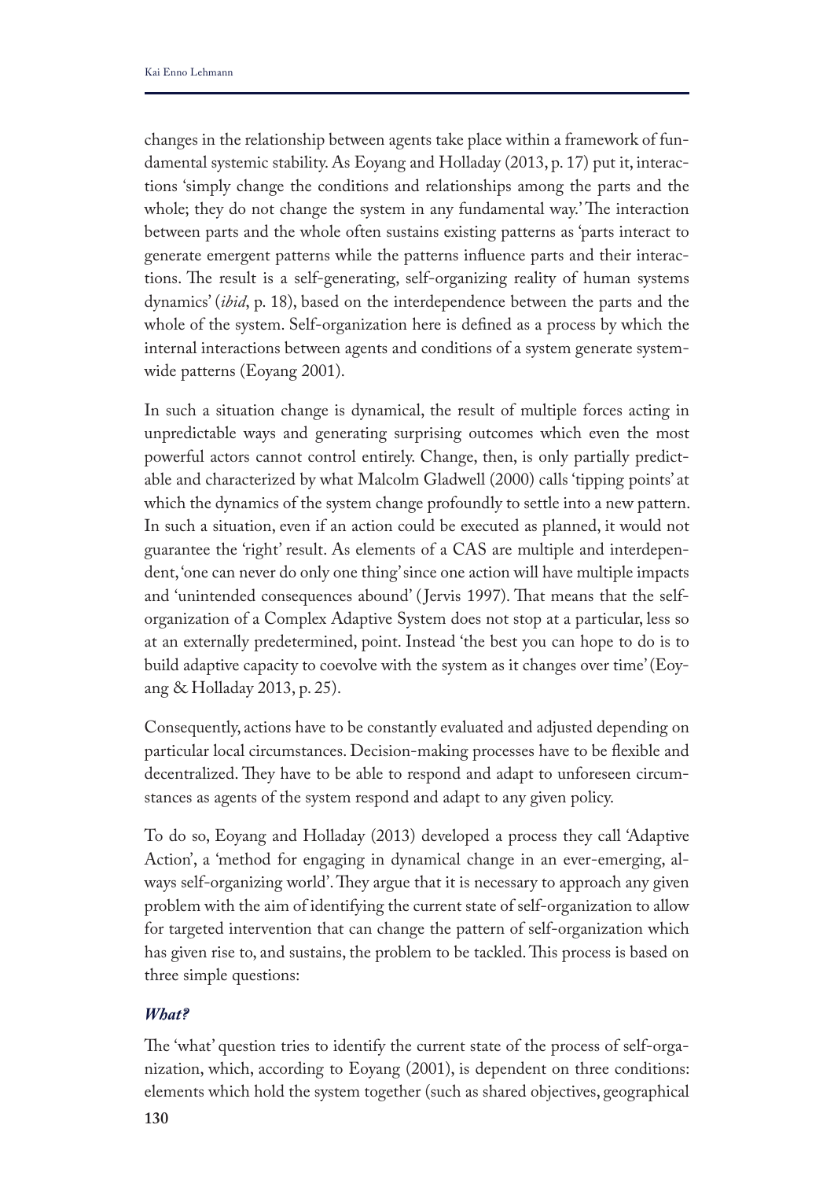changes in the relationship between agents take place within a framework of fundamental systemic stability. As Eoyang and Holladay (2013, p. 17) put it, interactions 'simply change the conditions and relationships among the parts and the whole; they do not change the system in any fundamental way.' The interaction between parts and the whole often sustains existing patterns as 'parts interact to generate emergent patterns while the patterns influence parts and their interactions. The result is a self-generating, self-organizing reality of human systems dynamics' (*ibid*, p. 18), based on the interdependence between the parts and the whole of the system. Self-organization here is defined as a process by which the internal interactions between agents and conditions of a system generate system-wide patterns (Eoyang 2001).

In such a situation change is dynamical, the result of multiple forces acting in unpredictable ways and generating surprising outcomes which even the most powerful actors cannot control entirely. Change, then, is only partially predictable and characterized by what Malcolm Gladwell (2000) calls 'tipping points' at which the dynamics of the system change profoundly to settle into a new pattern. In such a situation, even if an action could be executed as planned, it would not guarantee the 'right' result. As elements of a CAS are multiple and interdependent, 'one can never do only one thing' since one action will have multiple impacts and 'unintended consequences abound' (Jervis 1997). That means that the self-organization of a Complex Adaptive System does not stop at a particular, less so at an externally predetermined, point. Instead 'the best you can hope to do is to build adaptive capacity to coevolve with the system as it changes over time' (Eoyang & Holladay 2013, p. 25).

Consequently, actions have to be constantly evaluated and adjusted depending on particular local circumstances. Decision-making processes have to be flexible and decentralized. They have to be able to respond and adapt to unforeseen circumstances as agents of the system respond and adapt to any given policy.

To do so, Eoyang and Holladay (2013) developed a process they call 'Adaptive Action', a 'method for engaging in dynamical change in an ever-emerging, always self-organizing world'. They argue that it is necessary to approach any given problem with the aim of identifying the current state of self-organization to allow for targeted intervention that can change the pattern of self-organization which has given rise to, and sustains, the problem to be tackled. This process is based on three simple questions:

### *What?*

The 'what' question tries to identify the current state of the process of self-organization, which, according to Eoyang (2001), is dependent on three conditions: elements which hold the system together (such as shared objectives, geographical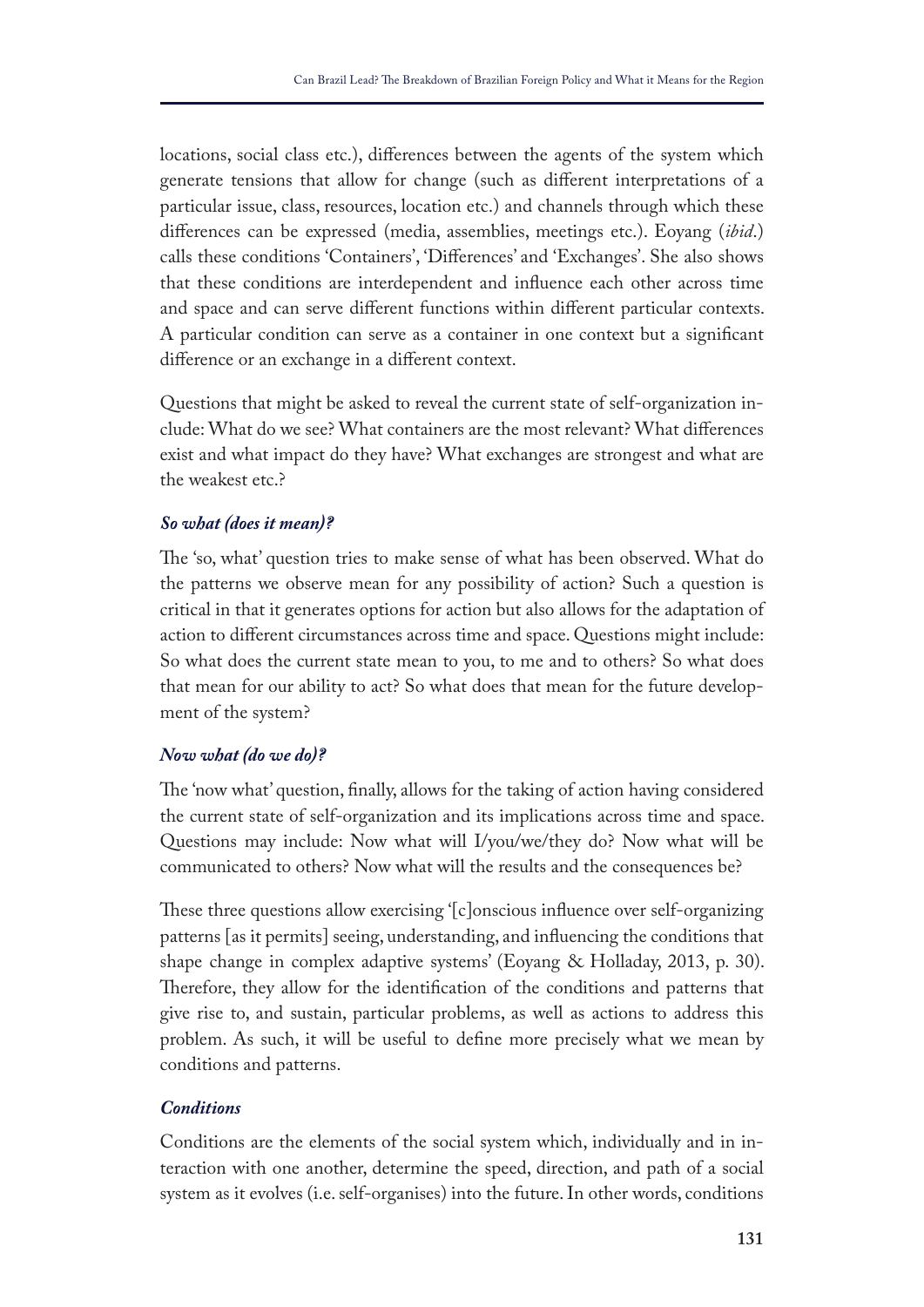locations, social class etc.), differences between the agents of the system which generate tensions that allow for change (such as different interpretations of a particular issue, class, resources, location etc.) and channels through which these differences can be expressed (media, assemblies, meetings etc.). Eoyang (*ibid*.) calls these conditions 'Containers', 'Differences' and 'Exchanges'. She also shows that these conditions are interdependent and influence each other across time and space and can serve different functions within different particular contexts. A particular condition can serve as a container in one context but a significant difference or an exchange in a different context.

Questions that might be asked to reveal the current state of self-organization include: What do we see? What containers are the most relevant? What differences exist and what impact do they have? What exchanges are strongest and what are the weakest etc.?

### *So what (does it mean)?*

The 'so, what' question tries to make sense of what has been observed. What do the patterns we observe mean for any possibility of action? Such a question is critical in that it generates options for action but also allows for the adaptation of action to different circumstances across time and space. Questions might include: So what does the current state mean to you, to me and to others? So what does that mean for our ability to act? So what does that mean for the future development of the system?

### *Now what (do we do)?*

The 'now what' question, finally, allows for the taking of action having considered the current state of self-organization and its implications across time and space. Questions may include: Now what will I/you/we/they do? Now what will be communicated to others? Now what will the results and the consequences be?

These three questions allow exercising '[c]onscious influence over self-organizing patterns [as it permits] seeing, understanding, and influencing the conditions that shape change in complex adaptive systems' (Eoyang & Holladay, 2013, p. 30). Therefore, they allow for the identification of the conditions and patterns that give rise to, and sustain, particular problems, as well as actions to address this problem. As such, it will be useful to define more precisely what we mean by conditions and patterns.

### *Conditions*

Conditions are the elements of the social system which, individually and in interaction with one another, determine the speed, direction, and path of a social system as it evolves (i.e. self-organises) into the future. In other words, conditions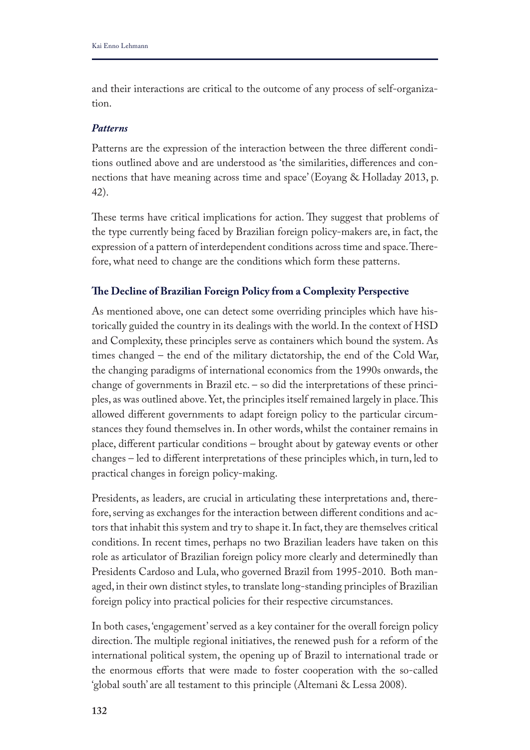and their interactions are critical to the outcome of any process of self-organization.

### *Patterns*

Patterns are the expression of the interaction between the three different conditions outlined above and are understood as 'the similarities, differences and connections that have meaning across time and space' (Eoyang & Holladay 2013, p. 42).

These terms have critical implications for action. They suggest that problems of the type currently being faced by Brazilian foreign policy-makers are, in fact, the expression of a pattern of interdependent conditions across time and space. Therefore, what need to change are the conditions which form these patterns.

## The Decline of Brazilian Foreign Policy from a Complexity Perspective

As mentioned above, one can detect some overriding principles which have historically guided the country in its dealings with the world. In the context of HSD and Complexity, these principles serve as containers which bound the system. As times changed – the end of the military dictatorship, the end of the Cold War, the changing paradigms of international economics from the 1990s onwards, the change of governments in Brazil etc. – so did the interpretations of these principles, as was outlined above. Yet, the principles itself remained largely in place. This allowed different governments to adapt foreign policy to the particular circumstances they found themselves in. In other words, whilst the container remains in place, different particular conditions – brought about by gateway events or other changes – led to different interpretations of these principles which, in turn, led to practical changes in foreign policy-making.

Presidents, as leaders, are crucial in articulating these interpretations and, therefore, serving as exchanges for the interaction between different conditions and actors that inhabit this system and try to shape it. In fact, they are themselves critical conditions. In recent times, perhaps no two Brazilian leaders have taken on this role as articulator of Brazilian foreign policy more clearly and determinedly than Presidents Cardoso and Lula, who governed Brazil from 1995-2010. Both managed, in their own distinct styles, to translate long-standing principles of Brazilian foreign policy into practical policies for their respective circumstances.

In both cases, 'engagement' served as a key container for the overall foreign policy direction. The multiple regional initiatives, the renewed push for a reform of the international political system, the opening up of Brazil to international trade or the enormous efforts that were made to foster cooperation with the so-called 'global south' are all testament to this principle (Altemani & Lessa 2008).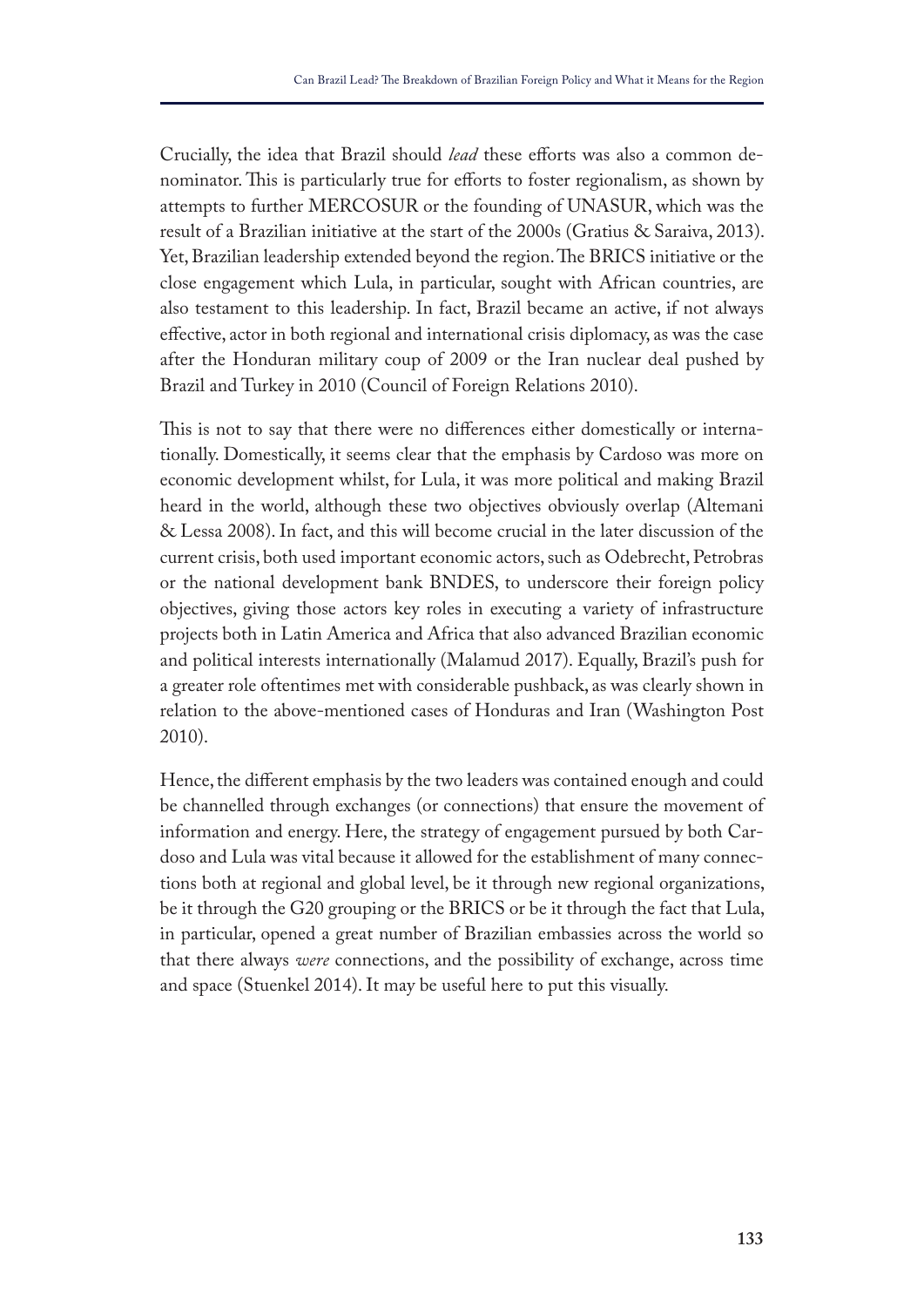Crucially, the idea that Brazil should *lead* these efforts was also a common denominator. This is particularly true for efforts to foster regionalism, as shown by attempts to further MERCOSUR or the founding of UNASUR, which was the result of a Brazilian initiative at the start of the 2000s (Gratius & Saraiva, 2013). Yet, Brazilian leadership extended beyond the region. The BRICS initiative or the close engagement which Lula, in particular, sought with African countries, are also testament to this leadership. In fact, Brazil became an active, if not always effective, actor in both regional and international crisis diplomacy, as was the case after the Honduran military coup of 2009 or the Iran nuclear deal pushed by Brazil and Turkey in 2010 (Council of Foreign Relations 2010).

This is not to say that there were no differences either domestically or internationally. Domestically, it seems clear that the emphasis by Cardoso was more on economic development whilst, for Lula, it was more political and making Brazil heard in the world, although these two objectives obviously overlap (Altemani & Lessa 2008). In fact, and this will become crucial in the later discussion of the current crisis, both used important economic actors, such as Odebrecht, Petrobras or the national development bank BNDES, to underscore their foreign policy objectives, giving those actors key roles in executing a variety of infrastructure projects both in Latin America and Africa that also advanced Brazilian economic and political interests internationally (Malamud 2017). Equally, Brazil's push for a greater role oftentimes met with considerable pushback, as was clearly shown in relation to the above-mentioned cases of Honduras and Iran (Washington Post 2010).

Hence, the different emphasis by the two leaders was contained enough and could be channelled through exchanges (or connections) that ensure the movement of information and energy. Here, the strategy of engagement pursued by both Cardoso and Lula was vital because it allowed for the establishment of many connections both at regional and global level, be it through new regional organizations, be it through the G20 grouping or the BRICS or be it through the fact that Lula, in particular, opened a great number of Brazilian embassies across the world so that there always *were* connections, and the possibility of exchange, across time and space (Stuenkel 2014). It may be useful here to put this visually.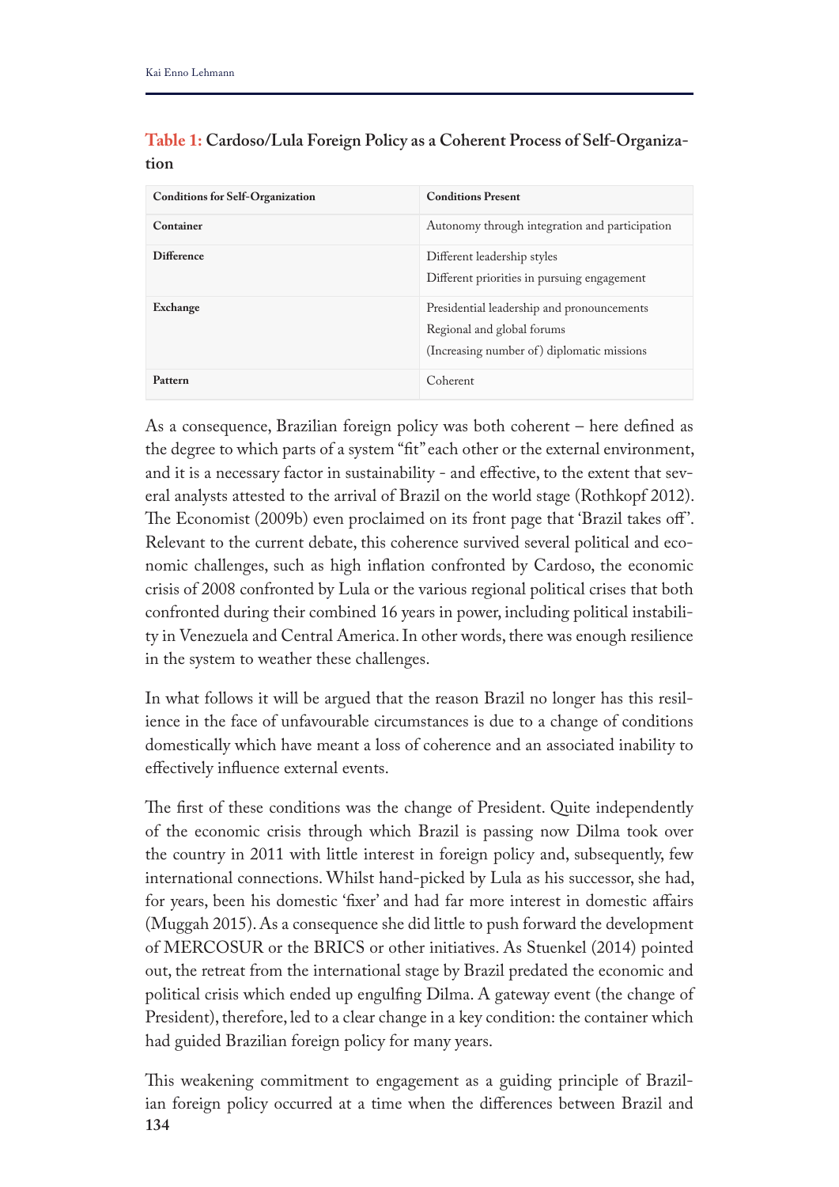**Table 1: Cardoso/Lula Foreign Policy as a Coherent Process of Self-Organization**

| Conditions for Self-Organization | Conditions Present |
|---|---|
| **Container** | Autonomy through integration and participation |
| **Difference** | Different leadership styles<br>Different priorities in pursuing engagement |
| **Exchange** | Presidential leadership and pronouncements<br>Regional and global forums<br>(Increasing number of) diplomatic missions |
| **Pattern** | Coherent |

As a consequence, Brazilian foreign policy was both coherent – here defined as the degree to which parts of a system "fit" each other or the external environment, and it is a necessary factor in sustainability - and effective, to the extent that several analysts attested to the arrival of Brazil on the world stage (Rothkopf 2012). The Economist (2009b) even proclaimed on its front page that 'Brazil takes off'. Relevant to the current debate, this coherence survived several political and economic challenges, such as high inflation confronted by Cardoso, the economic crisis of 2008 confronted by Lula or the various regional political crises that both confronted during their combined 16 years in power, including political instability in Venezuela and Central America. In other words, there was enough resilience in the system to weather these challenges.

In what follows it will be argued that the reason Brazil no longer has this resilience in the face of unfavourable circumstances is due to a change of conditions domestically which have meant a loss of coherence and an associated inability to effectively influence external events.

The first of these conditions was the change of President. Quite independently of the economic crisis through which Brazil is passing now Dilma took over the country in 2011 with little interest in foreign policy and, subsequently, few international connections. Whilst hand-picked by Lula as his successor, she had, for years, been his domestic 'fixer' and had far more interest in domestic affairs (Muggah 2015). As a consequence she did little to push forward the development of MERCOSUR or the BRICS or other initiatives. As Stuenkel (2014) pointed out, the retreat from the international stage by Brazil predated the economic and political crisis which ended up engulfing Dilma. A gateway event (the change of President), therefore, led to a clear change in a key condition: the container which had guided Brazilian foreign policy for many years.

This weakening commitment to engagement as a guiding principle of Brazilian foreign policy occurred at a time when the differences between Brazil and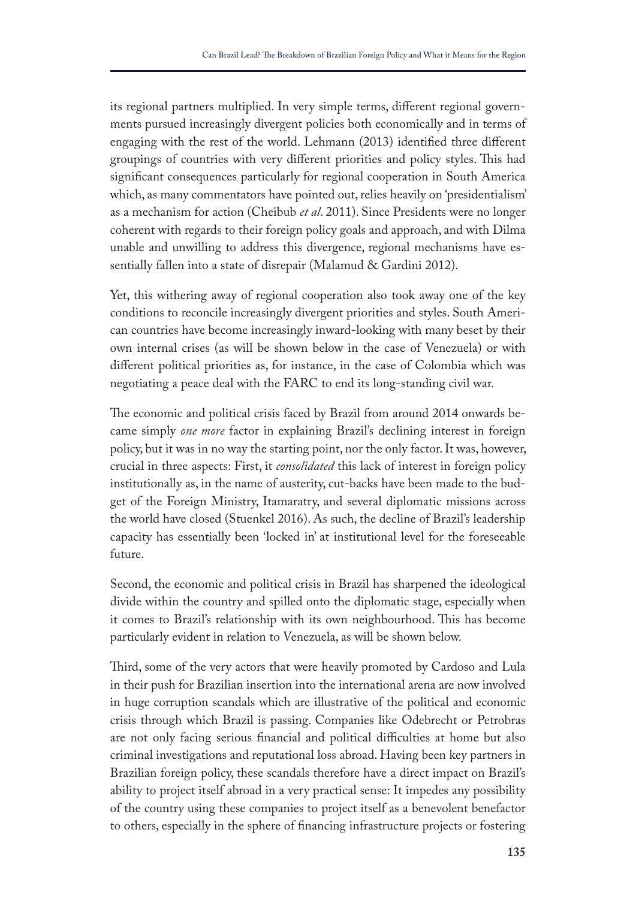its regional partners multiplied. In very simple terms, different regional governments pursued increasingly divergent policies both economically and in terms of engaging with the rest of the world. Lehmann (2013) identified three different groupings of countries with very different priorities and policy styles. This had significant consequences particularly for regional cooperation in South America which, as many commentators have pointed out, relies heavily on 'presidentialism' as a mechanism for action (Cheibub *et al*. 2011). Since Presidents were no longer coherent with regards to their foreign policy goals and approach, and with Dilma unable and unwilling to address this divergence, regional mechanisms have essentially fallen into a state of disrepair (Malamud & Gardini 2012).

Yet, this withering away of regional cooperation also took away one of the key conditions to reconcile increasingly divergent priorities and styles. South American countries have become increasingly inward-looking with many beset by their own internal crises (as will be shown below in the case of Venezuela) or with different political priorities as, for instance, in the case of Colombia which was negotiating a peace deal with the FARC to end its long-standing civil war.

The economic and political crisis faced by Brazil from around 2014 onwards became simply *one more* factor in explaining Brazil's declining interest in foreign policy, but it was in no way the starting point, nor the only factor. It was, however, crucial in three aspects: First, it *consolidated* this lack of interest in foreign policy institutionally as, in the name of austerity, cut-backs have been made to the budget of the Foreign Ministry, Itamaratry, and several diplomatic missions across the world have closed (Stuenkel 2016). As such, the decline of Brazil's leadership capacity has essentially been 'locked in' at institutional level for the foreseeable future.

Second, the economic and political crisis in Brazil has sharpened the ideological divide within the country and spilled onto the diplomatic stage, especially when it comes to Brazil's relationship with its own neighbourhood. This has become particularly evident in relation to Venezuela, as will be shown below.

Third, some of the very actors that were heavily promoted by Cardoso and Lula in their push for Brazilian insertion into the international arena are now involved in huge corruption scandals which are illustrative of the political and economic crisis through which Brazil is passing. Companies like Odebrecht or Petrobras are not only facing serious financial and political difficulties at home but also criminal investigations and reputational loss abroad. Having been key partners in Brazilian foreign policy, these scandals therefore have a direct impact on Brazil's ability to project itself abroad in a very practical sense: It impedes any possibility of the country using these companies to project itself as a benevolent benefactor to others, especially in the sphere of financing infrastructure projects or fostering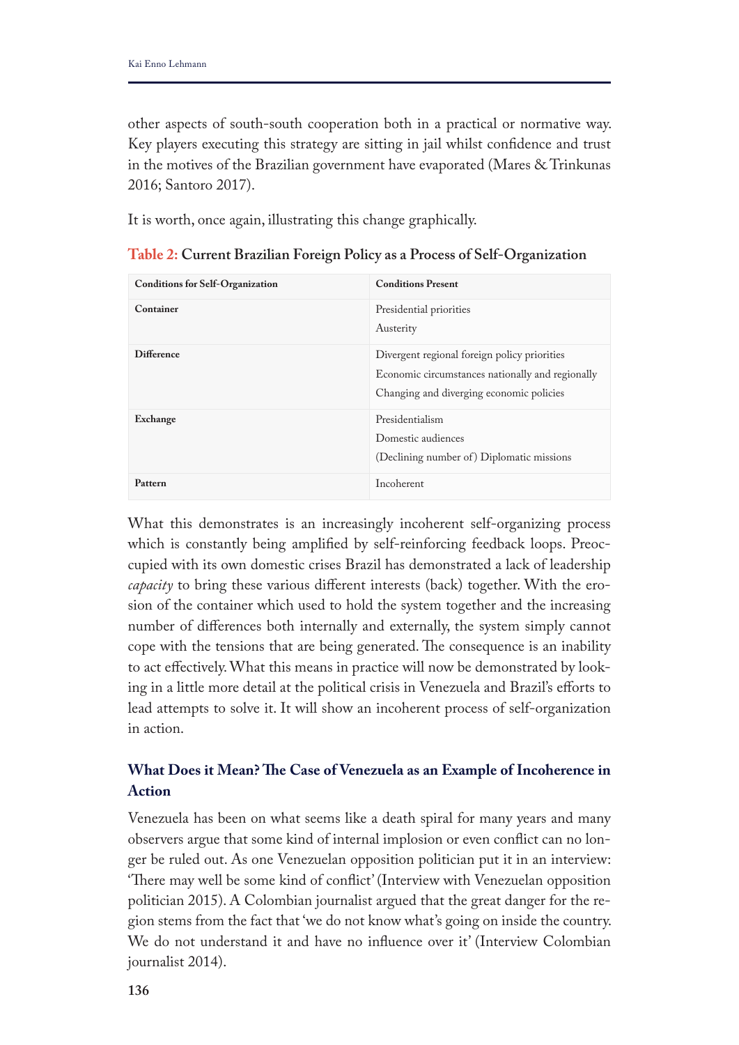other aspects of south-south cooperation both in a practical or normative way. Key players executing this strategy are sitting in jail whilst confidence and trust in the motives of the Brazilian government have evaporated (Mares & Trinkunas 2016; Santoro 2017).

It is worth, once again, illustrating this change graphically.

**Table 2: Current Brazilian Foreign Policy as a Process of Self-Organization**

| Conditions for Self-Organization | Conditions Present |
|---|---|
| **Container** | Presidential priorities<br>Austerity |
| **Difference** | Divergent regional foreign policy priorities<br>Economic circumstances nationally and regionally<br>Changing and diverging economic policies |
| **Exchange** | Presidentialism<br>Domestic audiences<br>(Declining number of) Diplomatic missions |
| **Pattern** | Incoherent |

What this demonstrates is an increasingly incoherent self-organizing process which is constantly being amplified by self-reinforcing feedback loops. Preoccupied with its own domestic crises Brazil has demonstrated a lack of leadership *capacity* to bring these various different interests (back) together. With the erosion of the container which used to hold the system together and the increasing number of differences both internally and externally, the system simply cannot cope with the tensions that are being generated. The consequence is an inability to act effectively. What this means in practice will now be demonstrated by looking in a little more detail at the political crisis in Venezuela and Brazil's efforts to lead attempts to solve it. It will show an incoherent process of self-organization in action.

### What Does it Mean? The Case of Venezuela as an Example of Incoherence in Action

Venezuela has been on what seems like a death spiral for many years and many observers argue that some kind of internal implosion or even conflict can no longer be ruled out. As one Venezuelan opposition politician put it in an interview: 'There may well be some kind of conflict' (Interview with Venezuelan opposition politician 2015). A Colombian journalist argued that the great danger for the region stems from the fact that 'we do not know what's going on inside the country. We do not understand it and have no influence over it' (Interview Colombian journalist 2014).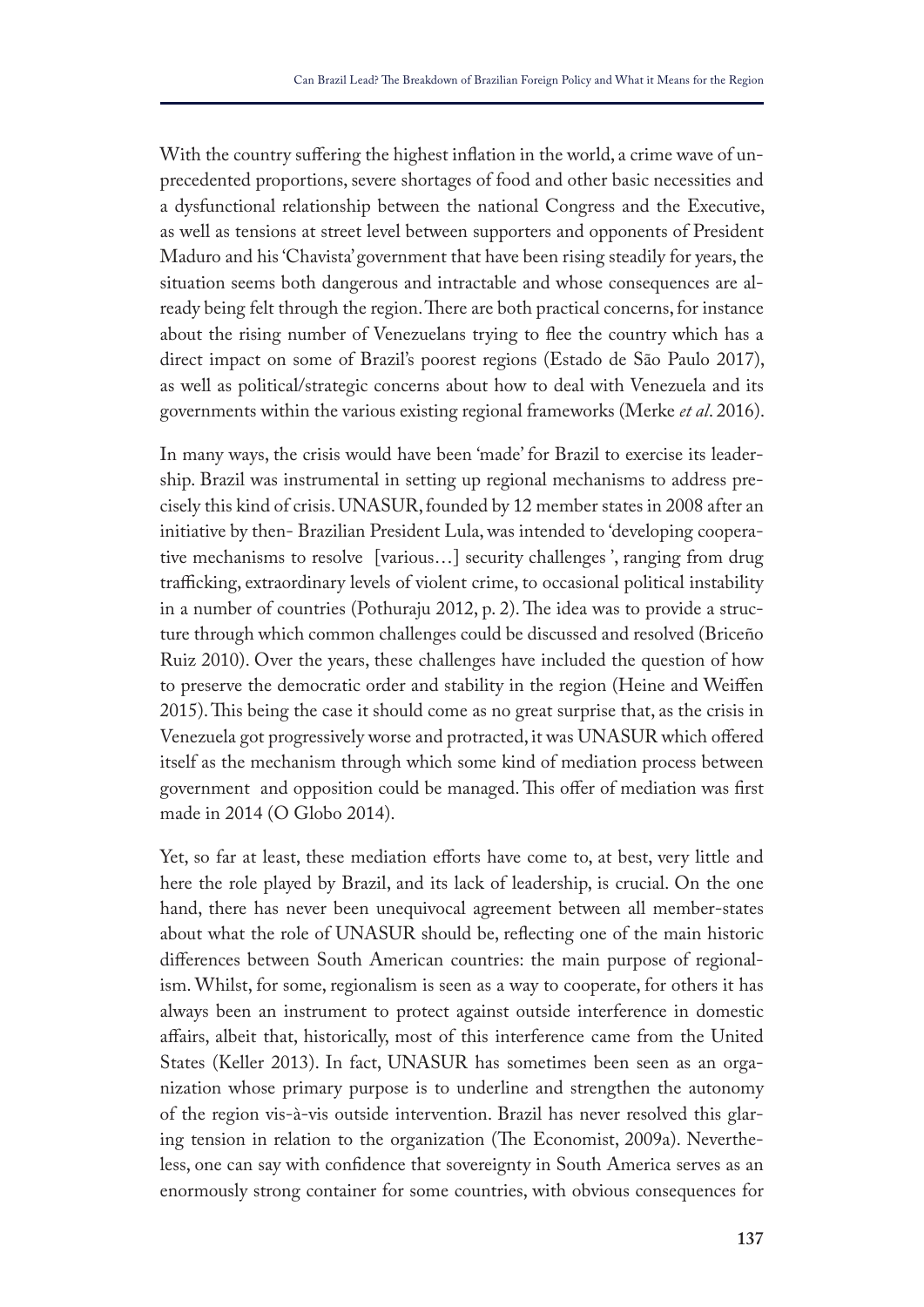With the country suffering the highest inflation in the world, a crime wave of unprecedented proportions, severe shortages of food and other basic necessities and a dysfunctional relationship between the national Congress and the Executive, as well as tensions at street level between supporters and opponents of President Maduro and his 'Chavista' government that have been rising steadily for years, the situation seems both dangerous and intractable and whose consequences are already being felt through the region. There are both practical concerns, for instance about the rising number of Venezuelans trying to flee the country which has a direct impact on some of Brazil's poorest regions (Estado de São Paulo 2017), as well as political/strategic concerns about how to deal with Venezuela and its governments within the various existing regional frameworks (Merke *et al*. 2016).

In many ways, the crisis would have been 'made' for Brazil to exercise its leadership. Brazil was instrumental in setting up regional mechanisms to address precisely this kind of crisis. UNASUR, founded by 12 member states in 2008 after an initiative by then- Brazilian President Lula, was intended to 'developing cooperative mechanisms to resolve [various…] security challenges ', ranging from drug trafficking, extraordinary levels of violent crime, to occasional political instability in a number of countries (Pothuraju 2012, p. 2). The idea was to provide a structure through which common challenges could be discussed and resolved (Briceño Ruiz 2010). Over the years, these challenges have included the question of how to preserve the democratic order and stability in the region (Heine and Weiffen 2015). This being the case it should come as no great surprise that, as the crisis in Venezuela got progressively worse and protracted, it was UNASUR which offered itself as the mechanism through which some kind of mediation process between government and opposition could be managed. This offer of mediation was first made in 2014 (O Globo 2014).

Yet, so far at least, these mediation efforts have come to, at best, very little and here the role played by Brazil, and its lack of leadership, is crucial. On the one hand, there has never been unequivocal agreement between all member-states about what the role of UNASUR should be, reflecting one of the main historic differences between South American countries: the main purpose of regionalism. Whilst, for some, regionalism is seen as a way to cooperate, for others it has always been an instrument to protect against outside interference in domestic affairs, albeit that, historically, most of this interference came from the United States (Keller 2013). In fact, UNASUR has sometimes been seen as an organization whose primary purpose is to underline and strengthen the autonomy of the region vis-à-vis outside intervention. Brazil has never resolved this glaring tension in relation to the organization (The Economist, 2009a). Nevertheless, one can say with confidence that sovereignty in South America serves as an enormously strong container for some countries, with obvious consequences for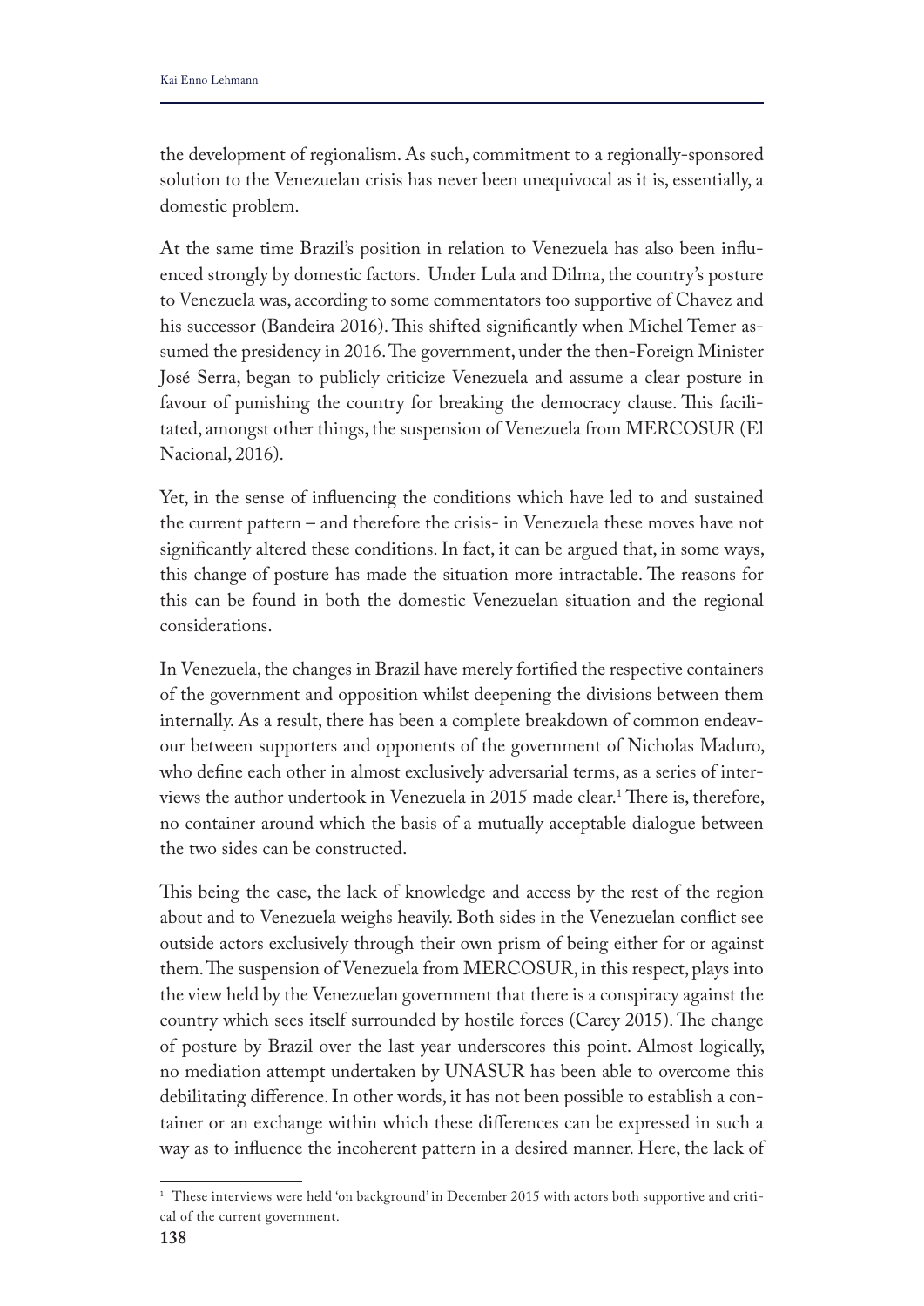the development of regionalism. As such, commitment to a regionally-sponsored solution to the Venezuelan crisis has never been unequivocal as it is, essentially, a domestic problem.

At the same time Brazil's position in relation to Venezuela has also been influenced strongly by domestic factors. Under Lula and Dilma, the country's posture to Venezuela was, according to some commentators too supportive of Chavez and his successor (Bandeira 2016). This shifted significantly when Michel Temer assumed the presidency in 2016. The government, under the then-Foreign Minister José Serra, began to publicly criticize Venezuela and assume a clear posture in favour of punishing the country for breaking the democracy clause. This facilitated, amongst other things, the suspension of Venezuela from MERCOSUR (El Nacional, 2016).

Yet, in the sense of influencing the conditions which have led to and sustained the current pattern – and therefore the crisis- in Venezuela these moves have not significantly altered these conditions. In fact, it can be argued that, in some ways, this change of posture has made the situation more intractable. The reasons for this can be found in both the domestic Venezuelan situation and the regional considerations.

In Venezuela, the changes in Brazil have merely fortified the respective containers of the government and opposition whilst deepening the divisions between them internally. As a result, there has been a complete breakdown of common endeavour between supporters and opponents of the government of Nicholas Maduro, who define each other in almost exclusively adversarial terms, as a series of interviews the author undertook in Venezuela in 2015 made clear.[1] There is, therefore, no container around which the basis of a mutually acceptable dialogue between the two sides can be constructed.

This being the case, the lack of knowledge and access by the rest of the region about and to Venezuela weighs heavily. Both sides in the Venezuelan conflict see outside actors exclusively through their own prism of being either for or against them. The suspension of Venezuela from MERCOSUR, in this respect, plays into the view held by the Venezuelan government that there is a conspiracy against the country which sees itself surrounded by hostile forces (Carey 2015). The change of posture by Brazil over the last year underscores this point. Almost logically, no mediation attempt undertaken by UNASUR has been able to overcome this debilitating difference. In other words, it has not been possible to establish a container or an exchange within which these differences can be expressed in such a way as to influence the incoherent pattern in a desired manner. Here, the lack of

[1] These interviews were held 'on background' in December 2015 with actors both supportive and critical of the current government.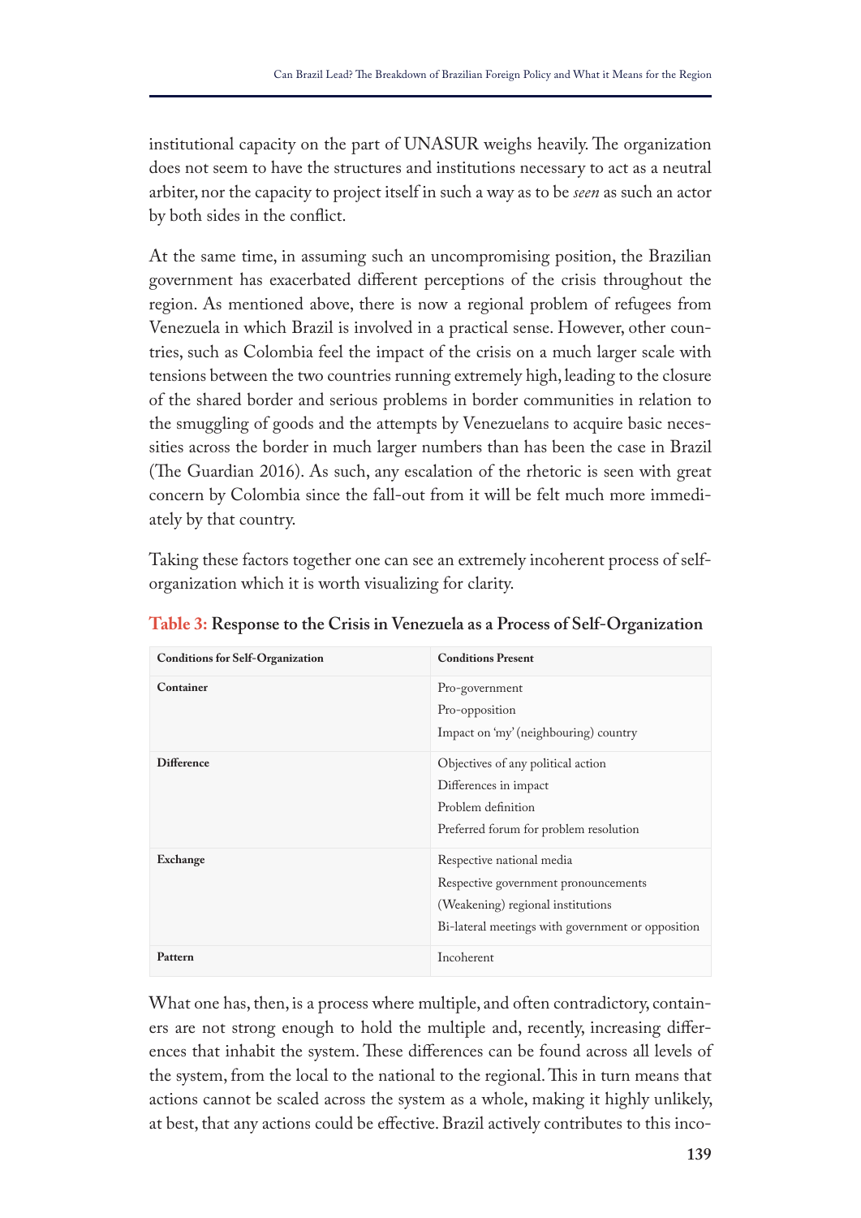institutional capacity on the part of UNASUR weighs heavily. The organization does not seem to have the structures and institutions necessary to act as a neutral arbiter, nor the capacity to project itself in such a way as to be *seen* as such an actor by both sides in the conflict.

At the same time, in assuming such an uncompromising position, the Brazilian government has exacerbated different perceptions of the crisis throughout the region. As mentioned above, there is now a regional problem of refugees from Venezuela in which Brazil is involved in a practical sense. However, other countries, such as Colombia feel the impact of the crisis on a much larger scale with tensions between the two countries running extremely high, leading to the closure of the shared border and serious problems in border communities in relation to the smuggling of goods and the attempts by Venezuelans to acquire basic necessities across the border in much larger numbers than has been the case in Brazil (The Guardian 2016). As such, any escalation of the rhetoric is seen with great concern by Colombia since the fall-out from it will be felt much more immediately by that country.

Taking these factors together one can see an extremely incoherent process of self-organization which it is worth visualizing for clarity.

**Table 3: Response to the Crisis in Venezuela as a Process of Self-Organization**

| Conditions for Self-Organization | Conditions Present |
|---|---|
| **Container** | Pro-government<br>Pro-opposition<br>Impact on 'my' (neighbouring) country |
| **Difference** | Objectives of any political action<br>Differences in impact<br>Problem definition<br>Preferred forum for problem resolution |
| **Exchange** | Respective national media<br>Respective government pronouncements<br>(Weakening) regional institutions<br>Bi-lateral meetings with government or opposition |
| **Pattern** | Incoherent |

What one has, then, is a process where multiple, and often contradictory, containers are not strong enough to hold the multiple and, recently, increasing differences that inhabit the system. These differences can be found across all levels of the system, from the local to the national to the regional. This in turn means that actions cannot be scaled across the system as a whole, making it highly unlikely, at best, that any actions could be effective. Brazil actively contributes to this inco-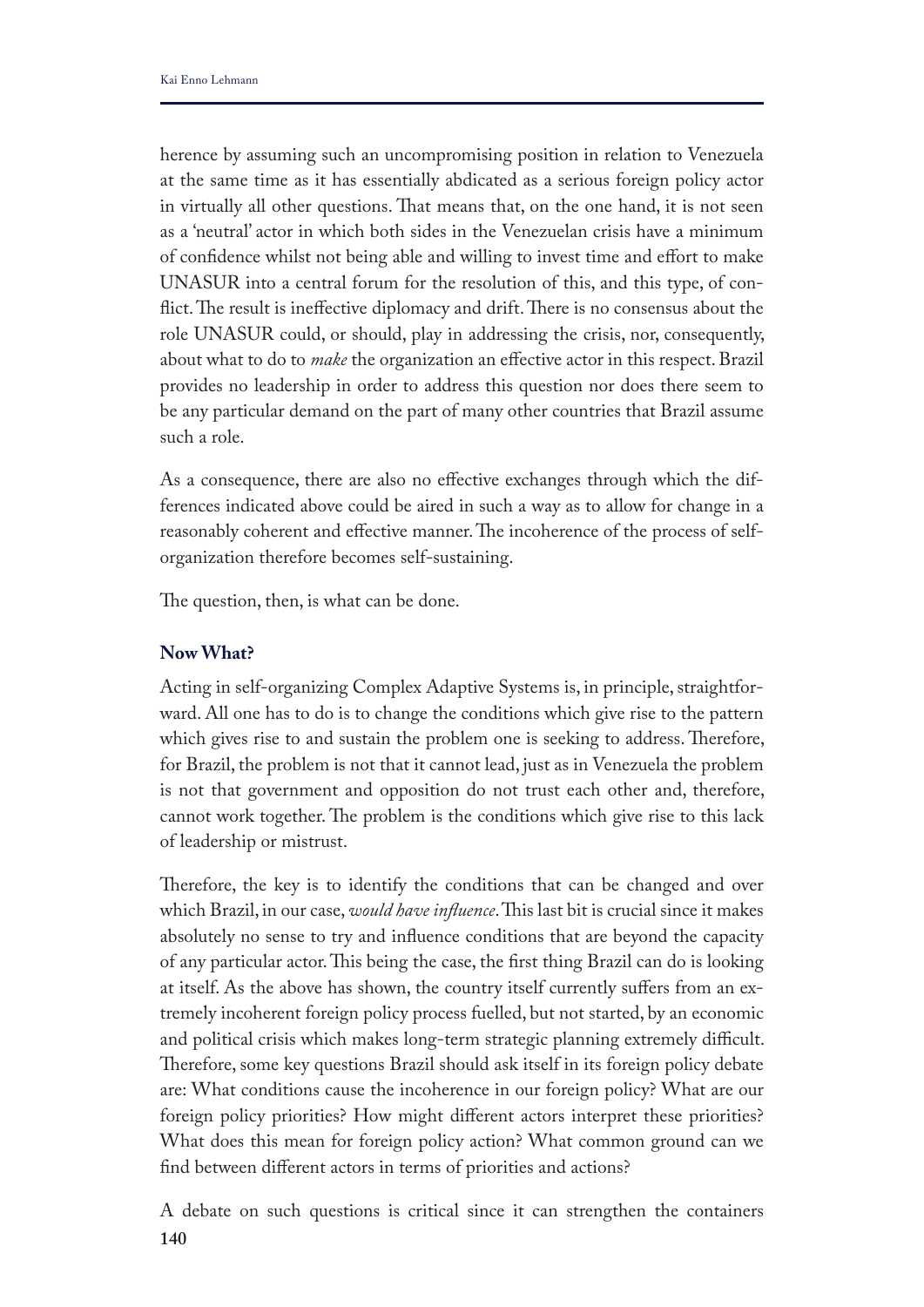herence by assuming such an uncompromising position in relation to Venezuela at the same time as it has essentially abdicated as a serious foreign policy actor in virtually all other questions. That means that, on the one hand, it is not seen as a 'neutral' actor in which both sides in the Venezuelan crisis have a minimum of confidence whilst not being able and willing to invest time and effort to make UNASUR into a central forum for the resolution of this, and this type, of conflict. The result is ineffective diplomacy and drift. There is no consensus about the role UNASUR could, or should, play in addressing the crisis, nor, consequently, about what to do to *make* the organization an effective actor in this respect. Brazil provides no leadership in order to address this question nor does there seem to be any particular demand on the part of many other countries that Brazil assume such a role.

As a consequence, there are also no effective exchanges through which the differences indicated above could be aired in such a way as to allow for change in a reasonably coherent and effective manner. The incoherence of the process of self-organization therefore becomes self-sustaining.

The question, then, is what can be done.

## Now What?

Acting in self-organizing Complex Adaptive Systems is, in principle, straightforward. All one has to do is to change the conditions which give rise to the pattern which gives rise to and sustain the problem one is seeking to address. Therefore, for Brazil, the problem is not that it cannot lead, just as in Venezuela the problem is not that government and opposition do not trust each other and, therefore, cannot work together. The problem is the conditions which give rise to this lack of leadership or mistrust.

Therefore, the key is to identify the conditions that can be changed and over which Brazil, in our case, *would have influence*. This last bit is crucial since it makes absolutely no sense to try and influence conditions that are beyond the capacity of any particular actor. This being the case, the first thing Brazil can do is looking at itself. As the above has shown, the country itself currently suffers from an extremely incoherent foreign policy process fuelled, but not started, by an economic and political crisis which makes long-term strategic planning extremely difficult. Therefore, some key questions Brazil should ask itself in its foreign policy debate are: What conditions cause the incoherence in our foreign policy? What are our foreign policy priorities? How might different actors interpret these priorities? What does this mean for foreign policy action? What common ground can we find between different actors in terms of priorities and actions?

A debate on such questions is critical since it can strengthen the containers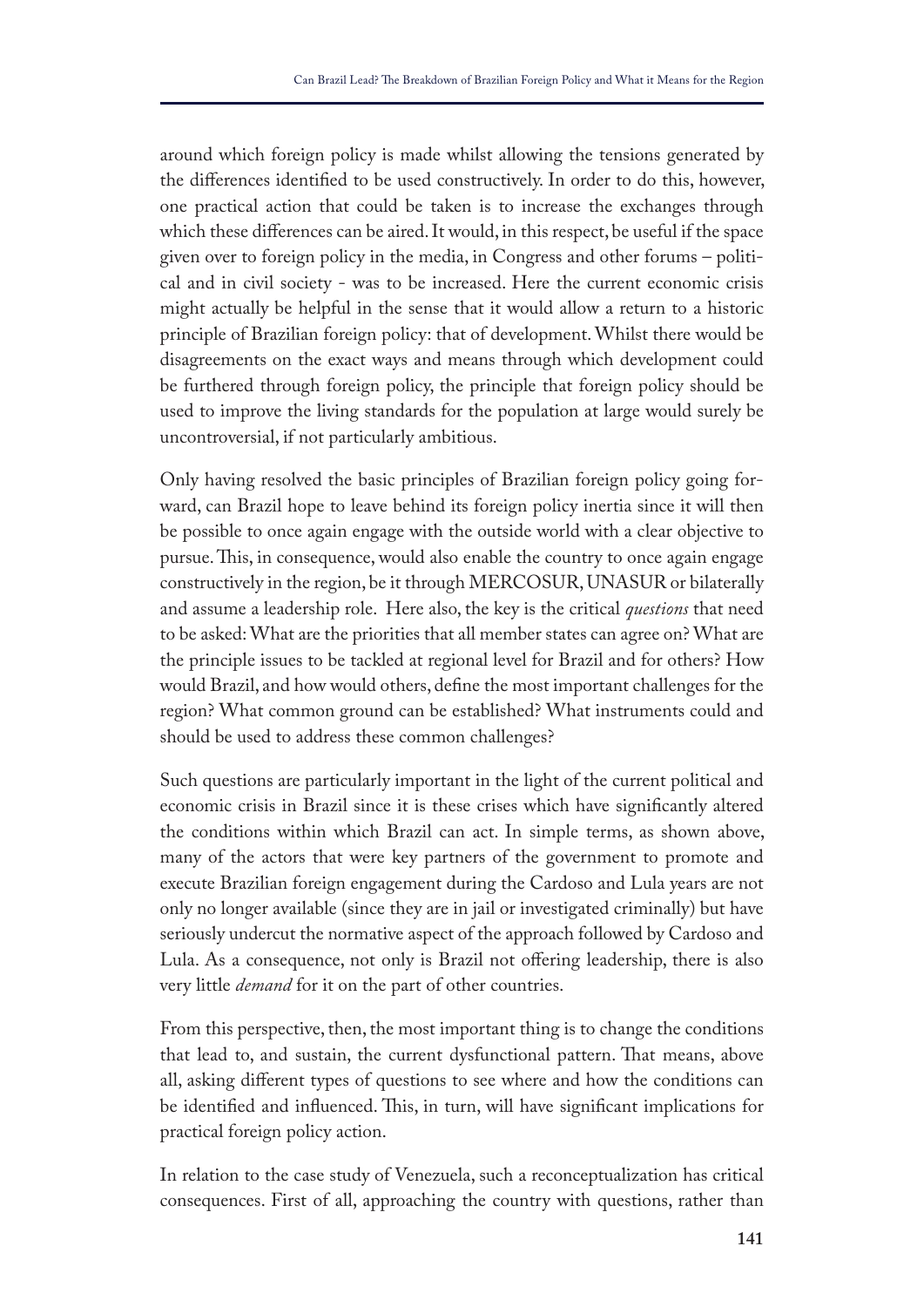around which foreign policy is made whilst allowing the tensions generated by the differences identified to be used constructively. In order to do this, however, one practical action that could be taken is to increase the exchanges through which these differences can be aired. It would, in this respect, be useful if the space given over to foreign policy in the media, in Congress and other forums – political and in civil society - was to be increased. Here the current economic crisis might actually be helpful in the sense that it would allow a return to a historic principle of Brazilian foreign policy: that of development. Whilst there would be disagreements on the exact ways and means through which development could be furthered through foreign policy, the principle that foreign policy should be used to improve the living standards for the population at large would surely be uncontroversial, if not particularly ambitious.

Only having resolved the basic principles of Brazilian foreign policy going forward, can Brazil hope to leave behind its foreign policy inertia since it will then be possible to once again engage with the outside world with a clear objective to pursue. This, in consequence, would also enable the country to once again engage constructively in the region, be it through MERCOSUR, UNASUR or bilaterally and assume a leadership role. Here also, the key is the critical *questions* that need to be asked: What are the priorities that all member states can agree on? What are the principle issues to be tackled at regional level for Brazil and for others? How would Brazil, and how would others, define the most important challenges for the region? What common ground can be established? What instruments could and should be used to address these common challenges?

Such questions are particularly important in the light of the current political and economic crisis in Brazil since it is these crises which have significantly altered the conditions within which Brazil can act. In simple terms, as shown above, many of the actors that were key partners of the government to promote and execute Brazilian foreign engagement during the Cardoso and Lula years are not only no longer available (since they are in jail or investigated criminally) but have seriously undercut the normative aspect of the approach followed by Cardoso and Lula. As a consequence, not only is Brazil not offering leadership, there is also very little *demand* for it on the part of other countries.

From this perspective, then, the most important thing is to change the conditions that lead to, and sustain, the current dysfunctional pattern. That means, above all, asking different types of questions to see where and how the conditions can be identified and influenced. This, in turn, will have significant implications for practical foreign policy action.

In relation to the case study of Venezuela, such a reconceptualization has critical consequences. First of all, approaching the country with questions, rather than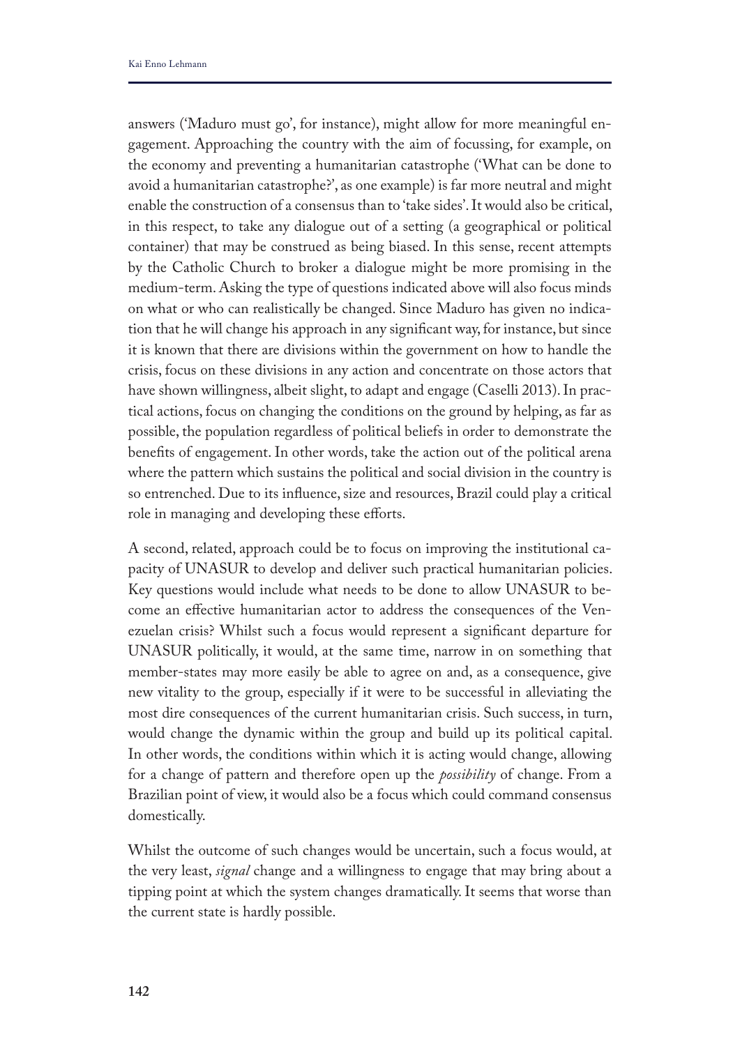answers ('Maduro must go', for instance), might allow for more meaningful engagement. Approaching the country with the aim of focussing, for example, on the economy and preventing a humanitarian catastrophe ('What can be done to avoid a humanitarian catastrophe?', as one example) is far more neutral and might enable the construction of a consensus than to 'take sides'. It would also be critical, in this respect, to take any dialogue out of a setting (a geographical or political container) that may be construed as being biased. In this sense, recent attempts by the Catholic Church to broker a dialogue might be more promising in the medium-term. Asking the type of questions indicated above will also focus minds on what or who can realistically be changed. Since Maduro has given no indication that he will change his approach in any significant way, for instance, but since it is known that there are divisions within the government on how to handle the crisis, focus on these divisions in any action and concentrate on those actors that have shown willingness, albeit slight, to adapt and engage (Caselli 2013). In practical actions, focus on changing the conditions on the ground by helping, as far as possible, the population regardless of political beliefs in order to demonstrate the benefits of engagement. In other words, take the action out of the political arena where the pattern which sustains the political and social division in the country is so entrenched. Due to its influence, size and resources, Brazil could play a critical role in managing and developing these efforts.

A second, related, approach could be to focus on improving the institutional capacity of UNASUR to develop and deliver such practical humanitarian policies. Key questions would include what needs to be done to allow UNASUR to become an effective humanitarian actor to address the consequences of the Venezuelan crisis? Whilst such a focus would represent a significant departure for UNASUR politically, it would, at the same time, narrow in on something that member-states may more easily be able to agree on and, as a consequence, give new vitality to the group, especially if it were to be successful in alleviating the most dire consequences of the current humanitarian crisis. Such success, in turn, would change the dynamic within the group and build up its political capital. In other words, the conditions within which it is acting would change, allowing for a change of pattern and therefore open up the *possibility* of change. From a Brazilian point of view, it would also be a focus which could command consensus domestically.

Whilst the outcome of such changes would be uncertain, such a focus would, at the very least, *signal* change and a willingness to engage that may bring about a tipping point at which the system changes dramatically. It seems that worse than the current state is hardly possible.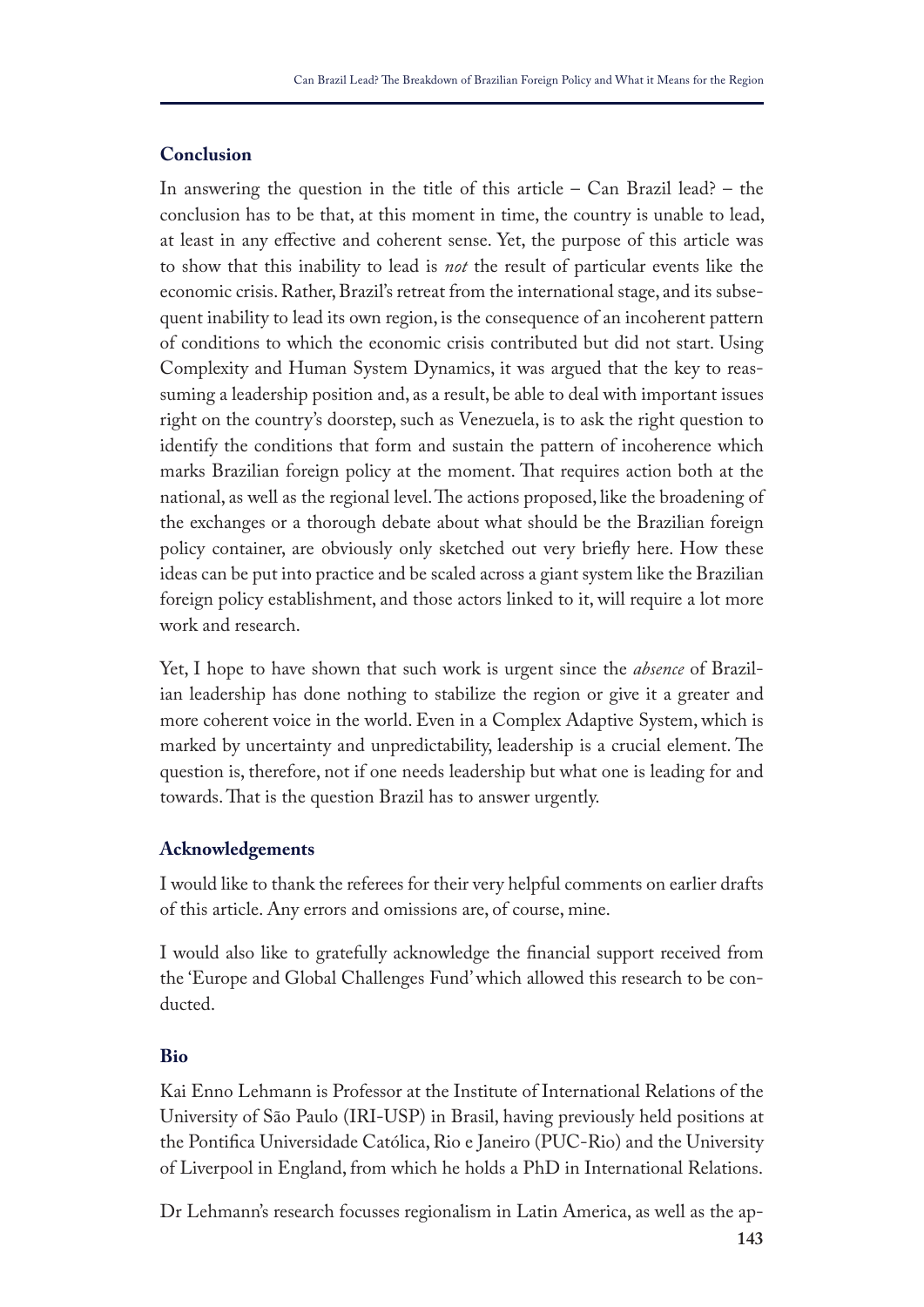## Conclusion

In answering the question in the title of this article – Can Brazil lead? – the conclusion has to be that, at this moment in time, the country is unable to lead, at least in any effective and coherent sense. Yet, the purpose of this article was to show that this inability to lead is *not* the result of particular events like the economic crisis. Rather, Brazil's retreat from the international stage, and its subsequent inability to lead its own region, is the consequence of an incoherent pattern of conditions to which the economic crisis contributed but did not start. Using Complexity and Human System Dynamics, it was argued that the key to reassuming a leadership position and, as a result, be able to deal with important issues right on the country's doorstep, such as Venezuela, is to ask the right question to identify the conditions that form and sustain the pattern of incoherence which marks Brazilian foreign policy at the moment. That requires action both at the national, as well as the regional level. The actions proposed, like the broadening of the exchanges or a thorough debate about what should be the Brazilian foreign policy container, are obviously only sketched out very briefly here. How these ideas can be put into practice and be scaled across a giant system like the Brazilian foreign policy establishment, and those actors linked to it, will require a lot more work and research.

Yet, I hope to have shown that such work is urgent since the *absence* of Brazilian leadership has done nothing to stabilize the region or give it a greater and more coherent voice in the world. Even in a Complex Adaptive System, which is marked by uncertainty and unpredictability, leadership is a crucial element. The question is, therefore, not if one needs leadership but what one is leading for and towards. That is the question Brazil has to answer urgently.

## Acknowledgements

I would like to thank the referees for their very helpful comments on earlier drafts of this article. Any errors and omissions are, of course, mine.

I would also like to gratefully acknowledge the financial support received from the 'Europe and Global Challenges Fund' which allowed this research to be conducted.

## Bio

Kai Enno Lehmann is Professor at the Institute of International Relations of the University of São Paulo (IRI-USP) in Brasil, having previously held positions at the Pontifica Universidade Católica, Rio e Janeiro (PUC-Rio) and the University of Liverpool in England, from which he holds a PhD in International Relations.

Dr Lehmann's research focusses regionalism in Latin America, as well as the ap-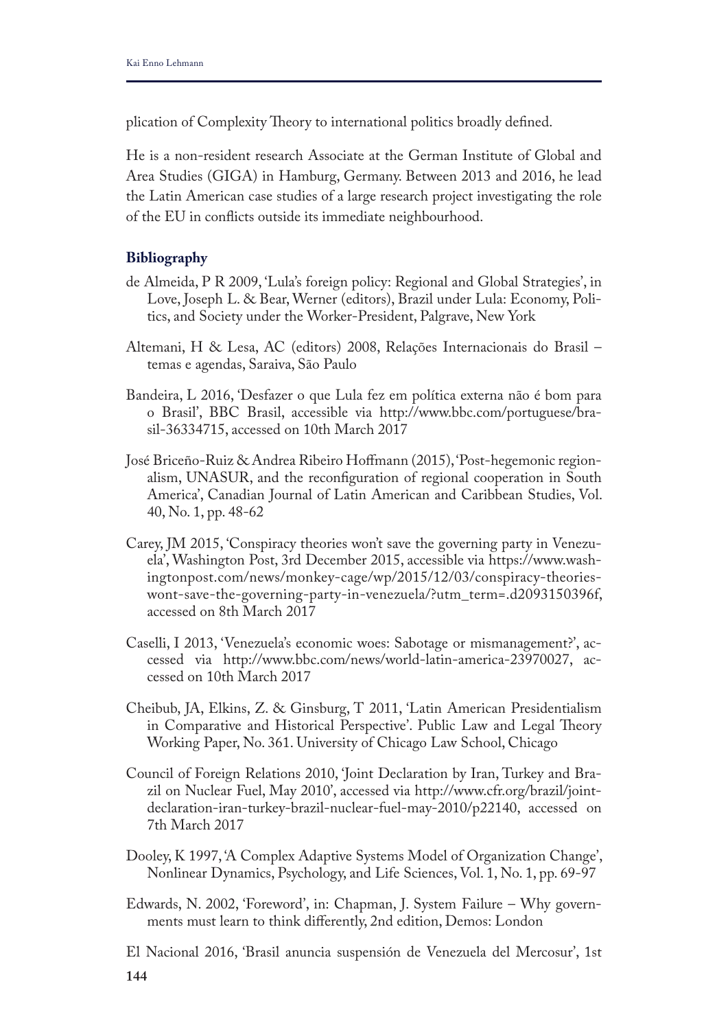plication of Complexity Theory to international politics broadly defined.

He is a non-resident research Associate at the German Institute of Global and Area Studies (GIGA) in Hamburg, Germany. Between 2013 and 2016, he lead the Latin American case studies of a large research project investigating the role of the EU in conflicts outside its immediate neighbourhood.

### Bibliography

de Almeida, P R 2009, 'Lula's foreign policy: Regional and Global Strategies', in Love, Joseph L. & Bear, Werner (editors), Brazil under Lula: Economy, Politics, and Society under the Worker-President, Palgrave, New York

Altemani, H & Lesa, AC (editors) 2008, Relações Internacionais do Brasil – temas e agendas, Saraiva, São Paulo

Bandeira, L 2016, 'Desfazer o que Lula fez em política externa não é bom para o Brasil', BBC Brasil, accessible via http://www.bbc.com/portuguese/brasil-36334715, accessed on 10th March 2017

José Briceño-Ruiz & Andrea Ribeiro Hoffmann (2015), 'Post-hegemonic regionalism, UNASUR, and the reconfiguration of regional cooperation in South America', Canadian Journal of Latin American and Caribbean Studies, Vol. 40, No. 1, pp. 48-62

Carey, JM 2015, 'Conspiracy theories won't save the governing party in Venezuela', Washington Post, 3rd December 2015, accessible via https://www.washingtonpost.com/news/monkey-cage/wp/2015/12/03/conspiracy-theories-wont-save-the-governing-party-in-venezuela/?utm_term=.d2093150396f, accessed on 8th March 2017

Caselli, I 2013, 'Venezuela's economic woes: Sabotage or mismanagement?', accessed via http://www.bbc.com/news/world-latin-america-23970027, accessed on 10th March 2017

Cheibub, JA, Elkins, Z. & Ginsburg, T 2011, 'Latin American Presidentialism in Comparative and Historical Perspective'. Public Law and Legal Theory Working Paper, No. 361. University of Chicago Law School, Chicago

Council of Foreign Relations 2010, 'Joint Declaration by Iran, Turkey and Brazil on Nuclear Fuel, May 2010', accessed via http://www.cfr.org/brazil/joint-declaration-iran-turkey-brazil-nuclear-fuel-may-2010/p22140, accessed on 7th March 2017

Dooley, K 1997, 'A Complex Adaptive Systems Model of Organization Change', Nonlinear Dynamics, Psychology, and Life Sciences, Vol. 1, No. 1, pp. 69-97

Edwards, N. 2002, 'Foreword', in: Chapman, J. System Failure – Why governments must learn to think differently, 2nd edition, Demos: London

El Nacional 2016, 'Brasil anuncia suspensión de Venezuela del Mercosur', 1st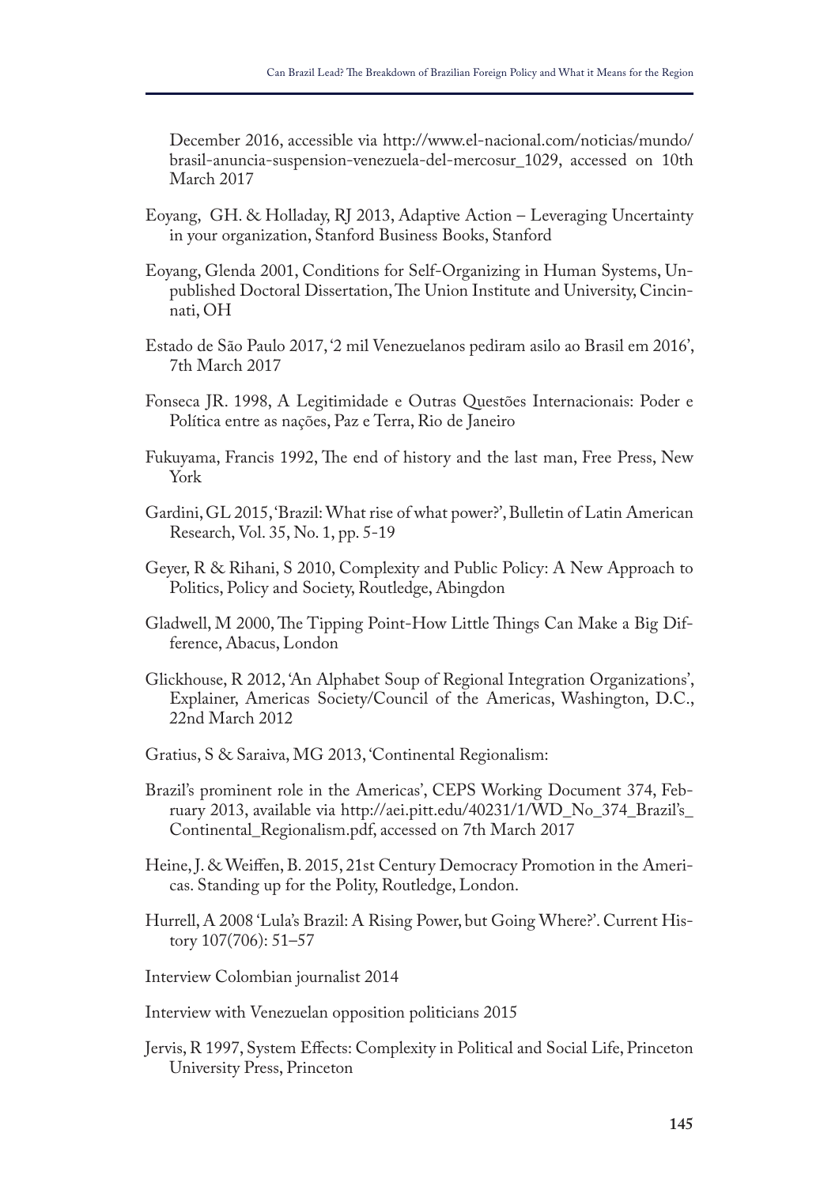December 2016, accessible via http://www.el-nacional.com/noticias/mundo/brasil-anuncia-suspension-venezuela-del-mercosur_1029, accessed on 10th March 2017

Eoyang, GH. & Holladay, RJ 2013, Adaptive Action – Leveraging Uncertainty in your organization, Stanford Business Books, Stanford

Eoyang, Glenda 2001, Conditions for Self-Organizing in Human Systems, Unpublished Doctoral Dissertation, The Union Institute and University, Cincinnati, OH

Estado de São Paulo 2017, '2 mil Venezuelanos pediram asilo ao Brasil em 2016', 7th March 2017

Fonseca JR. 1998, A Legitimidade e Outras Questões Internacionais: Poder e Política entre as nações, Paz e Terra, Rio de Janeiro

Fukuyama, Francis 1992, The end of history and the last man, Free Press, New York

Gardini, GL 2015, 'Brazil: What rise of what power?', Bulletin of Latin American Research, Vol. 35, No. 1, pp. 5-19

Geyer, R & Rihani, S 2010, Complexity and Public Policy: A New Approach to Politics, Policy and Society, Routledge, Abingdon

Gladwell, M 2000, The Tipping Point-How Little Things Can Make a Big Difference, Abacus, London

Glickhouse, R 2012, 'An Alphabet Soup of Regional Integration Organizations', Explainer, Americas Society/Council of the Americas, Washington, D.C., 22nd March 2012

Gratius, S & Saraiva, MG 2013, 'Continental Regionalism:

Brazil's prominent role in the Americas', CEPS Working Document 374, February 2013, available via http://aei.pitt.edu/40231/1/WD_No_374_Brazil's_Continental_Regionalism.pdf, accessed on 7th March 2017

Heine, J. & Weiffen, B. 2015, 21st Century Democracy Promotion in the Americas. Standing up for the Polity, Routledge, London.

Hurrell, A 2008 'Lula's Brazil: A Rising Power, but Going Where?'. Current History 107(706): 51–57

Interview Colombian journalist 2014

Interview with Venezuelan opposition politicians 2015

Jervis, R 1997, System Effects: Complexity in Political and Social Life, Princeton University Press, Princeton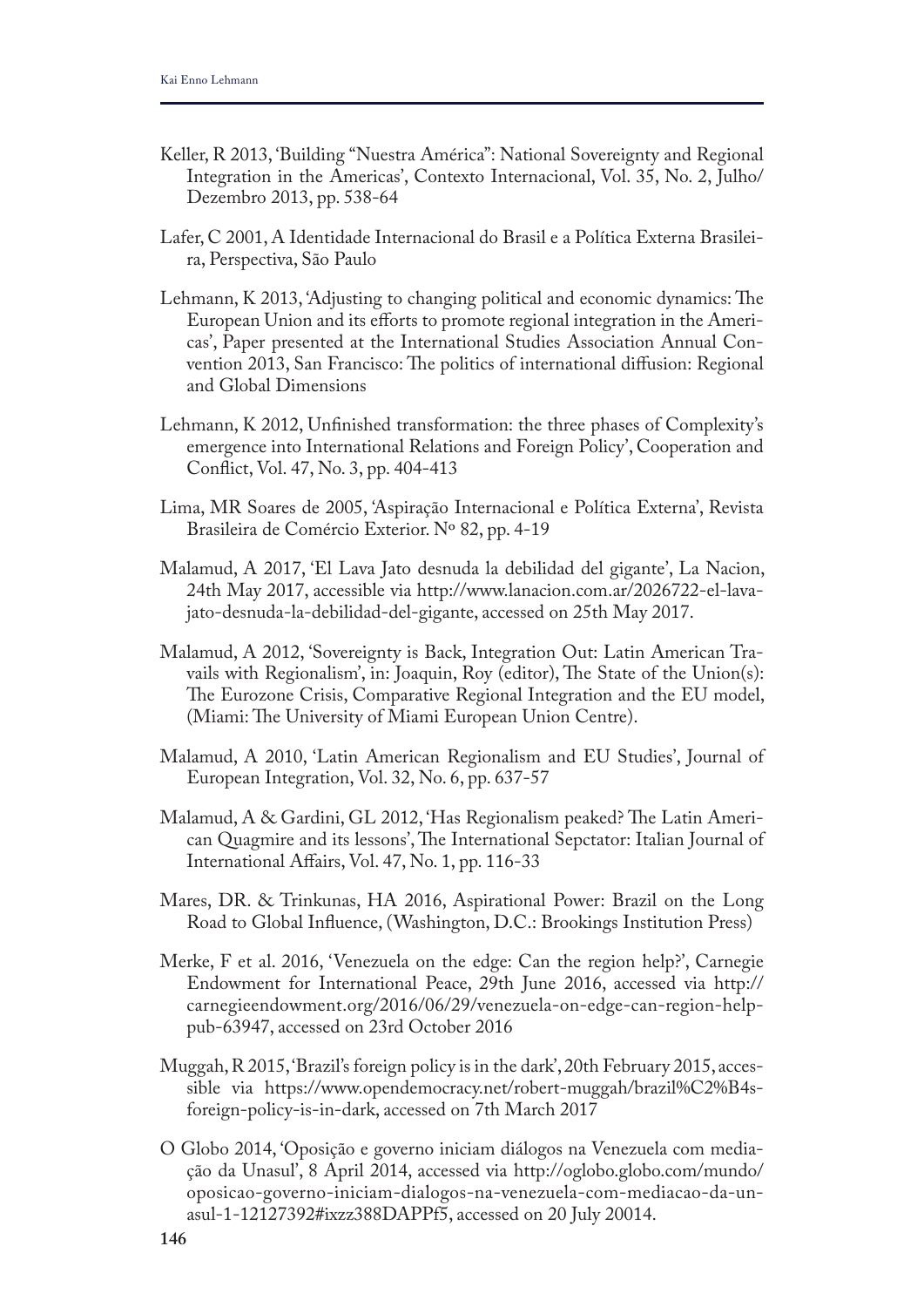Keller, R 2013, 'Building "Nuestra América": National Sovereignty and Regional Integration in the Americas', Contexto Internacional, Vol. 35, No. 2, Julho/ Dezembro 2013, pp. 538-64

Lafer, C 2001, A Identidade Internacional do Brasil e a Política Externa Brasileira, Perspectiva, São Paulo

Lehmann, K 2013, 'Adjusting to changing political and economic dynamics: The European Union and its efforts to promote regional integration in the Americas', Paper presented at the International Studies Association Annual Convention 2013, San Francisco: The politics of international diffusion: Regional and Global Dimensions

Lehmann, K 2012, Unfinished transformation: the three phases of Complexity's emergence into International Relations and Foreign Policy', Cooperation and Conflict, Vol. 47, No. 3, pp. 404-413

Lima, MR Soares de 2005, 'Aspiração Internacional e Política Externa', Revista Brasileira de Comércio Exterior. Nº 82, pp. 4-19

Malamud, A 2017, 'El Lava Jato desnuda la debilidad del gigante', La Nacion, 24th May 2017, accessible via http://www.lanacion.com.ar/2026722-el-lava-jato-desnuda-la-debilidad-del-gigante, accessed on 25th May 2017.

Malamud, A 2012, 'Sovereignty is Back, Integration Out: Latin American Travails with Regionalism', in: Joaquin, Roy (editor), The State of the Union(s): The Eurozone Crisis, Comparative Regional Integration and the EU model, (Miami: The University of Miami European Union Centre).

Malamud, A 2010, 'Latin American Regionalism and EU Studies', Journal of European Integration, Vol. 32, No. 6, pp. 637-57

Malamud, A & Gardini, GL 2012, 'Has Regionalism peaked? The Latin American Quagmire and its lessons', The International Sepctator: Italian Journal of International Affairs, Vol. 47, No. 1, pp. 116-33

Mares, DR. & Trinkunas, HA 2016, Aspirational Power: Brazil on the Long Road to Global Influence, (Washington, D.C.: Brookings Institution Press)

Merke, F et al. 2016, 'Venezuela on the edge: Can the region help?', Carnegie Endowment for International Peace, 29th June 2016, accessed via http://carnegieendowment.org/2016/06/29/venezuela-on-edge-can-region-help-pub-63947, accessed on 23rd October 2016

Muggah, R 2015, 'Brazil's foreign policy is in the dark', 20th February 2015, accessible via https://www.opendemocracy.net/robert-muggah/brazil%C2%B4s-foreign-policy-is-in-dark, accessed on 7th March 2017

O Globo 2014, 'Oposição e governo iniciam diálogos na Venezuela com mediação da Unasul', 8 April 2014, accessed via http://oglobo.globo.com/mundo/oposicao-governo-iniciam-dialogos-na-venezuela-com-mediacao-da-unasul-1-12127392#ixzz388DAPPf5, accessed on 20 July 20014.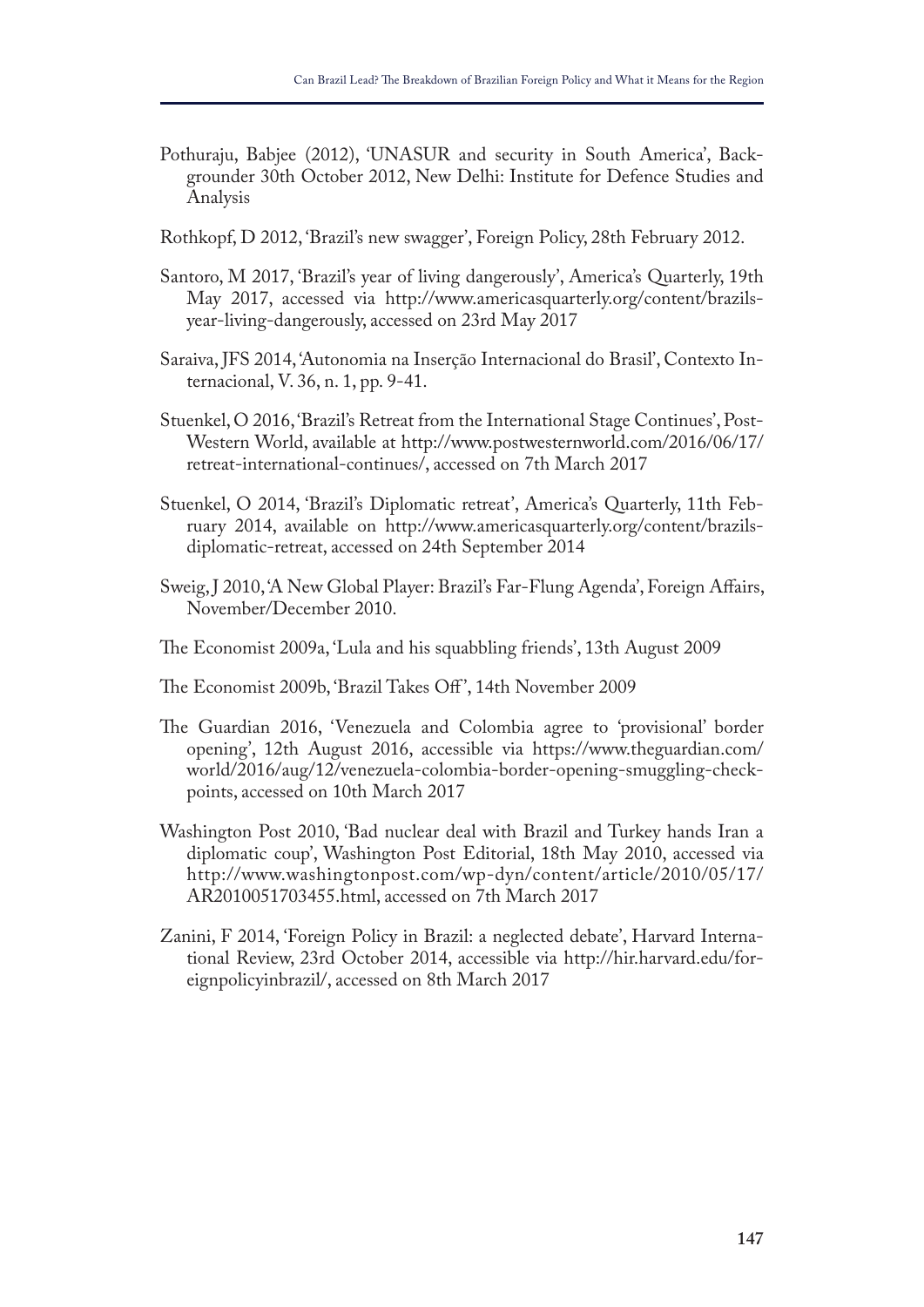Pothuraju, Babjee (2012), 'UNASUR and security in South America', Backgrounder 30th October 2012, New Delhi: Institute for Defence Studies and Analysis

Rothkopf, D 2012, 'Brazil's new swagger', Foreign Policy, 28th February 2012.

Santoro, M 2017, 'Brazil's year of living dangerously', America's Quarterly, 19th May 2017, accessed via http://www.americasquarterly.org/content/brazils-year-living-dangerously, accessed on 23rd May 2017

Saraiva, JFS 2014, 'Autonomia na Inserção Internacional do Brasil', Contexto Internacional, V. 36, n. 1, pp. 9-41.

Stuenkel, O 2016, 'Brazil's Retreat from the International Stage Continues', Post-Western World, available at http://www.postwesternworld.com/2016/06/17/retreat-international-continues/, accessed on 7th March 2017

Stuenkel, O 2014, 'Brazil's Diplomatic retreat', America's Quarterly, 11th February 2014, available on http://www.americasquarterly.org/content/brazils-diplomatic-retreat, accessed on 24th September 2014

Sweig, J 2010, 'A New Global Player: Brazil's Far-Flung Agenda', Foreign Affairs, November/December 2010.

The Economist 2009a, 'Lula and his squabbling friends', 13th August 2009

The Economist 2009b, 'Brazil Takes Off', 14th November 2009

The Guardian 2016, 'Venezuela and Colombia agree to 'provisional' border opening', 12th August 2016, accessible via https://www.theguardian.com/world/2016/aug/12/venezuela-colombia-border-opening-smuggling-checkpoints, accessed on 10th March 2017

Washington Post 2010, 'Bad nuclear deal with Brazil and Turkey hands Iran a diplomatic coup', Washington Post Editorial, 18th May 2010, accessed via http://www.washingtonpost.com/wp-dyn/content/article/2010/05/17/AR2010051703455.html, accessed on 7th March 2017

Zanini, F 2014, 'Foreign Policy in Brazil: a neglected debate', Harvard International Review, 23rd October 2014, accessible via http://hir.harvard.edu/foreignpolicyinbrazil/, accessed on 8th March 2017